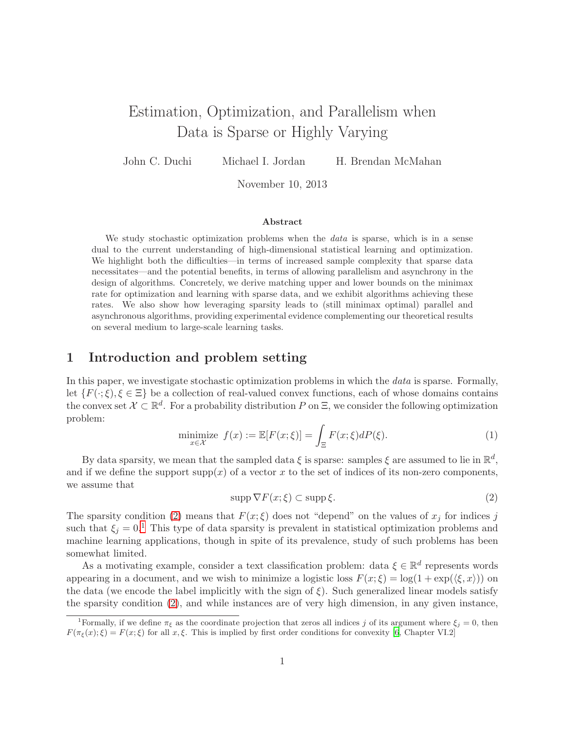# Estimation, Optimization, and Parallelism when Data is Sparse or Highly Varying

John C. Duchi    Michael I. Jordan    H. Brendan McMahan

November 10, 2013

### Abstract

We study stochastic optimization problems when the *data* is sparse, which is in a sense dual to the current understanding of high-dimensional statistical learning and optimization. We highlight both the difficulties—in terms of increased sample complexity that sparse data necessitates—and the potential benefits, in terms of allowing parallelism and asynchrony in the design of algorithms. Concretely, we derive matching upper and lower bounds on the minimax rate for optimization and learning with sparse data, and we exhibit algorithms achieving these rates. We also show how leveraging sparsity leads to (still minimax optimal) parallel and asynchronous algorithms, providing experimental evidence complementing our theoretical results on several medium to large-scale learning tasks.

## 1 Introduction and problem setting

In this paper, we investigate stochastic optimization problems in which the *data* is sparse. Formally, let $\{F(\cdot;\xi), \xi \in \Xi\}$ be a collection of real-valued convex functions, each of whose domains contains the convex set $\mathcal{X} \subset \mathbb{R}^d$. For a probability distribution $P$ on $\Xi$, we consider the following optimization problem:

$$\underset{x \in \mathcal{X}}{\text{minimize}} \;\; f(x) := \mathbb{E}[F(x;\xi)] = \int_{\Xi} F(x;\xi) dP(\xi). \tag{1}$$

By data sparsity, we mean that the sampled data $\xi$ is sparse: samples $\xi$ are assumed to lie in $\mathbb{R}^d$, and if we define the support $\operatorname{supp}(x)$ of a vector $x$ to the set of indices of its non-zero components, we assume that

$$\operatorname{supp} \nabla F(x;\xi) \subset \operatorname{supp} \xi. \tag{2}$$

The sparsity condition (2) means that $F(x;\xi)$ does not "depend" on the values of $x_j$ for indices $j$ such that $\xi_j = 0$.[1] This type of data sparsity is prevalent in statistical optimization problems and machine learning applications, though in spite of its prevalence, study of such problems has been somewhat limited.

As a motivating example, consider a text classification problem: data $\xi \in \mathbb{R}^d$ represents words appearing in a document, and we wish to minimize a logistic loss $F(x;\xi) = \log(1 + \exp(\langle \xi, x \rangle))$ on the data (we encode the label implicitly with the sign of $\xi$). Such generalized linear models satisfy the sparsity condition (2), and while instances are of very high dimension, in any given instance,

[1] Formally, if we define $\pi_\xi$ as the coordinate projection that zeros all indices $j$ of its argument where $\xi_j = 0$, then $F(\pi_\xi(x);\xi) = F(x;\xi)$ for all $x, \xi$. This is implied by first order conditions for convexity [6, Chapter VI.2]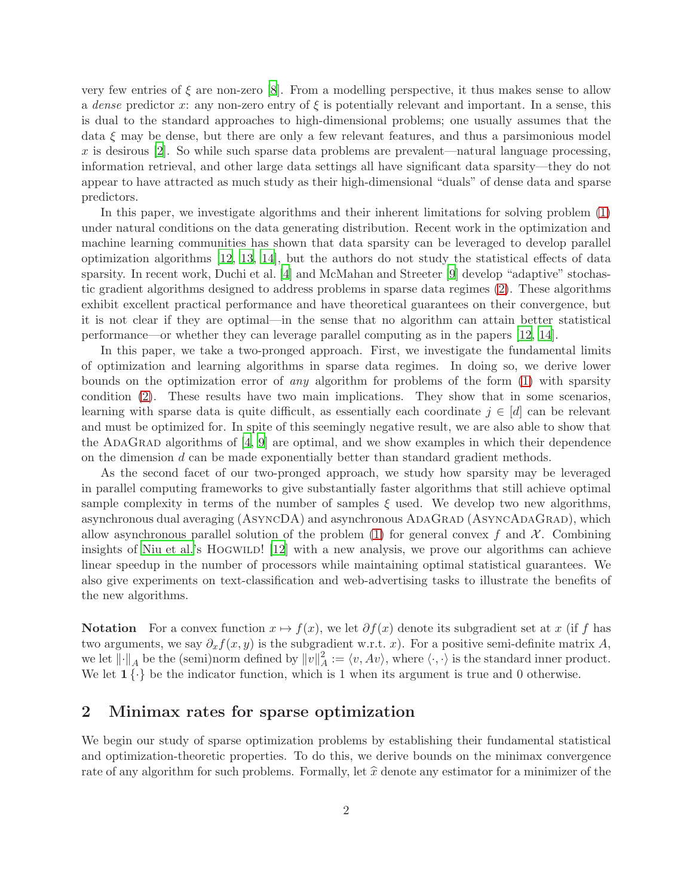very few entries of $\xi$ are non-zero [8]. From a modelling perspective, it thus makes sense to allow a *dense* predictor $x$: any non-zero entry of $\xi$ is potentially relevant and important. In a sense, this is dual to the standard approaches to high-dimensional problems; one usually assumes that the data $\xi$ may be dense, but there are only a few relevant features, and thus a parsimonious model $x$ is desirous [2]. So while such sparse data problems are prevalent—natural language processing, information retrieval, and other large data settings all have significant data sparsity—they do not appear to have attracted as much study as their high-dimensional "duals" of dense data and sparse predictors.

In this paper, we investigate algorithms and their inherent limitations for solving problem (1) under natural conditions on the data generating distribution. Recent work in the optimization and machine learning communities has shown that data sparsity can be leveraged to develop parallel optimization algorithms [12, 13, 14], but the authors do not study the statistical effects of data sparsity. In recent work, Duchi et al. [4] and McMahan and Streeter [9] develop "adaptive" stochastic gradient algorithms designed to address problems in sparse data regimes (2). These algorithms exhibit excellent practical performance and have theoretical guarantees on their convergence, but it is not clear if they are optimal—in the sense that no algorithm can attain better statistical performance—or whether they can leverage parallel computing as in the papers [12, 14].

In this paper, we take a two-pronged approach. First, we investigate the fundamental limits of optimization and learning algorithms in sparse data regimes. In doing so, we derive lower bounds on the optimization error of *any* algorithm for problems of the form (1) with sparsity condition (2). These results have two main implications. They show that in some scenarios, learning with sparse data is quite difficult, as essentially each coordinate $j \in [d]$ can be relevant and must be optimized for. In spite of this seemingly negative result, we are also able to show that the AdaGrad algorithms of [4, 9] are optimal, and we show examples in which their dependence on the dimension $d$ can be made exponentially better than standard gradient methods.

As the second facet of our two-pronged approach, we study how sparsity may be leveraged in parallel computing frameworks to give substantially faster algorithms that still achieve optimal sample complexity in terms of the number of samples $\xi$ used. We develop two new algorithms, asynchronous dual averaging (AsyncDA) and asynchronous AdaGrad (AsyncAdaGrad), which allow asynchronous parallel solution of the problem (1) for general convex $f$ and $\mathcal{X}$. Combining insights of Niu et al.'s Hogwild! [12] with a new analysis, we prove our algorithms can achieve linear speedup in the number of processors while maintaining optimal statistical guarantees. We also give experiments on text-classification and web-advertising tasks to illustrate the benefits of the new algorithms.

**Notation** For a convex function $x \mapsto f(x)$, we let $\partial f(x)$ denote its subgradient set at $x$ (if $f$ has two arguments, we say $\partial_x f(x, y)$ is the subgradient w.r.t. $x$). For a positive semi-definite matrix $A$, we let $\|\cdot\|_A$ be the (semi)norm defined by $\|v\|_A^2 := \langle v, Av \rangle$, where $\langle \cdot, \cdot \rangle$ is the standard inner product. We let $\mathbf{1}\{\cdot\}$ be the indicator function, which is 1 when its argument is true and 0 otherwise.

## 2 Minimax rates for sparse optimization

We begin our study of sparse optimization problems by establishing their fundamental statistical and optimization-theoretic properties. To do this, we derive bounds on the minimax convergence rate of any algorithm for such problems. Formally, let $\widehat{x}$ denote any estimator for a minimizer of the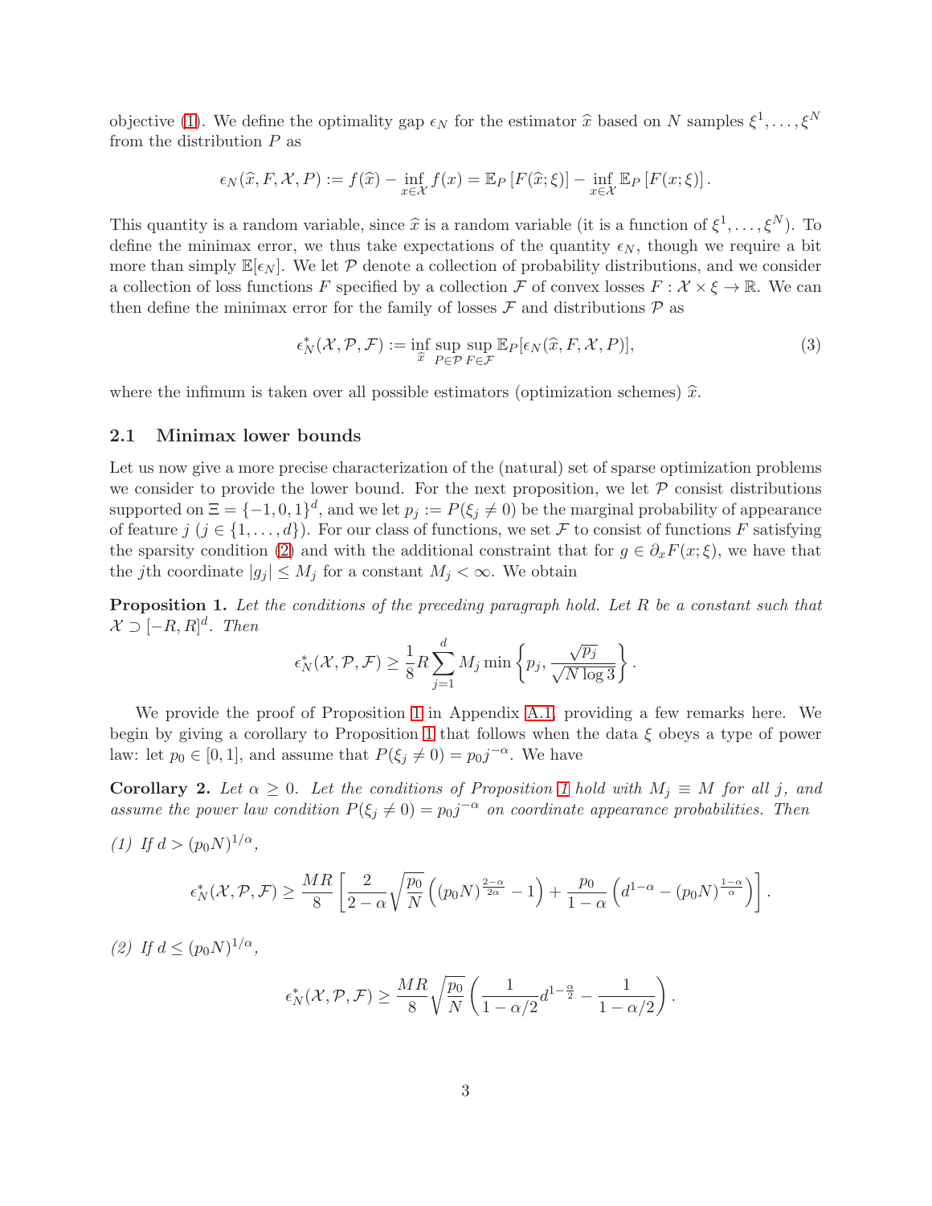objective (1). We define the optimality gap $\epsilon_N$ for the estimator $\widehat{x}$ based on $N$ samples $\xi^1, \ldots, \xi^N$ from the distribution $P$ as

$$\epsilon_N(\widehat{x}, F, \mathcal{X}, P) := f(\widehat{x}) - \inf_{x \in \mathcal{X}} f(x) = \mathbb{E}_P\left[F(\widehat{x}; \xi)\right] - \inf_{x \in \mathcal{X}} \mathbb{E}_P\left[F(x; \xi)\right].$$

This quantity is a random variable, since $\widehat{x}$ is a random variable (it is a function of $\xi^1, \ldots, \xi^N$). To define the minimax error, we thus take expectations of the quantity $\epsilon_N$, though we require a bit more than simply $\mathbb{E}[\epsilon_N]$. We let $\mathcal{P}$ denote a collection of probability distributions, and we consider a collection of loss functions $F$ specified by a collection $\mathcal{F}$ of convex losses $F : \mathcal{X} \times \xi \to \mathbb{R}$. We can then define the minimax error for the family of losses $\mathcal{F}$ and distributions $\mathcal{P}$ as

$$\epsilon_N^*(\mathcal{X}, \mathcal{P}, \mathcal{F}) := \inf_{\widehat{x}} \sup_{P \in \mathcal{P}} \sup_{F \in \mathcal{F}} \mathbb{E}_P[\epsilon_N(\widehat{x}, F, \mathcal{X}, P)], \tag{3}$$

where the infimum is taken over all possible estimators (optimization schemes) $\widehat{x}$.

## 2.1 Minimax lower bounds

Let us now give a more precise characterization of the (natural) set of sparse optimization problems we consider to provide the lower bound. For the next proposition, we let $\mathcal{P}$ consist distributions supported on $\Xi = \{-1, 0, 1\}^d$, and we let $p_j := P(\xi_j \neq 0)$ be the marginal probability of appearance of feature $j$ ($j \in \{1, \ldots, d\}$). For our class of functions, we set $\mathcal{F}$ to consist of functions $F$ satisfying the sparsity condition (2) and with the additional constraint that for $g \in \partial_x F(x; \xi)$, we have that the $j$th coordinate $|g_j| \leq M_j$ for a constant $M_j < \infty$. We obtain

**Proposition 1.** *Let the conditions of the preceding paragraph hold. Let $R$ be a constant such that $\mathcal{X} \supset [-R, R]^d$. Then*

$$\epsilon_N^*(\mathcal{X}, \mathcal{P}, \mathcal{F}) \geq \frac{1}{8} R \sum_{j=1}^{d} M_j \min\left\{p_j, \frac{\sqrt{p_j}}{\sqrt{N \log 3}}\right\}.$$

We provide the proof of Proposition 1 in Appendix A.1, providing a few remarks here. We begin by giving a corollary to Proposition 1 that follows when the data $\xi$ obeys a type of power law: let $p_0 \in [0, 1]$, and assume that $P(\xi_j \neq 0) = p_0 j^{-\alpha}$. We have

**Corollary 2.** *Let $\alpha \geq 0$. Let the conditions of Proposition 1 hold with $M_j \equiv M$ for all $j$, and assume the power law condition $P(\xi_j \neq 0) = p_0 j^{-\alpha}$ on coordinate appearance probabilities. Then*

*(1) If $d > (p_0 N)^{1/\alpha}$,*

$$\epsilon_N^*(\mathcal{X}, \mathcal{P}, \mathcal{F}) \geq \frac{MR}{8}\left[\frac{2}{2-\alpha}\sqrt{\frac{p_0}{N}}\left((p_0 N)^{\frac{2-\alpha}{2\alpha}} - 1\right) + \frac{p_0}{1-\alpha}\left(d^{1-\alpha} - (p_0 N)^{\frac{1-\alpha}{\alpha}}\right)\right].$$

*(2) If $d \leq (p_0 N)^{1/\alpha}$,*

$$\epsilon_N^*(\mathcal{X}, \mathcal{P}, \mathcal{F}) \geq \frac{MR}{8}\sqrt{\frac{p_0}{N}}\left(\frac{1}{1-\alpha/2} d^{1-\frac{\alpha}{2}} - \frac{1}{1-\alpha/2}\right).$$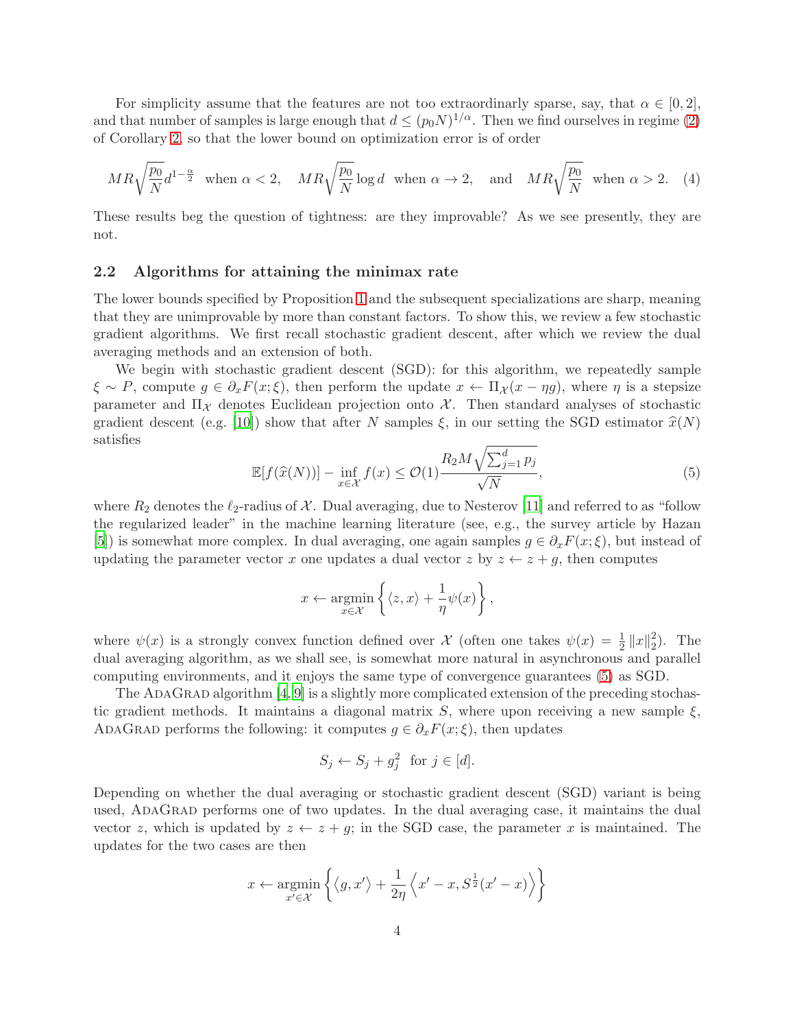For simplicity assume that the features are not too extraordinarly sparse, say, that $\alpha \in [0, 2]$, and that number of samples is large enough that $d \leq (p_0 N)^{1/\alpha}$. Then we find ourselves in regime (2) of Corollary 2, so that the lower bound on optimization error is of order

$$
MR\sqrt{\frac{p_0}{N}} d^{1-\frac{\alpha}{2}} \;\text{ when } \alpha < 2, \quad MR\sqrt{\frac{p_0}{N}} \log d \;\text{ when } \alpha \to 2, \quad \text{and} \quad MR\sqrt{\frac{p_0}{N}} \;\text{ when } \alpha > 2. \tag{4}
$$

These results beg the question of tightness: are they improvable? As we see presently, they are not.

### 2.2 Algorithms for attaining the minimax rate

The lower bounds specified by Proposition 1 and the subsequent specializations are sharp, meaning that they are unimprovable by more than constant factors. To show this, we review a few stochastic gradient algorithms. We first recall stochastic gradient descent, after which we review the dual averaging methods and an extension of both.

We begin with stochastic gradient descent (SGD): for this algorithm, we repeatedly sample $\xi \sim P$, compute $g \in \partial_x F(x; \xi)$, then perform the update $x \leftarrow \Pi_{\mathcal{X}}(x - \eta g)$, where $\eta$ is a stepsize parameter and $\Pi_{\mathcal{X}}$ denotes Euclidean projection onto $\mathcal{X}$. Then standard analyses of stochastic gradient descent (e.g. [10]) show that after $N$ samples $\xi$, in our setting the SGD estimator $\widehat{x}(N)$ satisfies

$$
\mathbb{E}[f(\widehat{x}(N))] - \inf_{x \in \mathcal{X}} f(x) \leq \mathcal{O}(1) \frac{R_2 M \sqrt{\sum_{j=1}^d p_j}}{\sqrt{N}}, \tag{5}
$$

where $R_2$ denotes the $\ell_2$-radius of $\mathcal{X}$. Dual averaging, due to Nesterov [11] and referred to as "follow the regularized leader" in the machine learning literature (see, e.g., the survey article by Hazan [5]) is somewhat more complex. In dual averaging, one again samples $g \in \partial_x F(x; \xi)$, but instead of updating the parameter vector $x$ one updates a dual vector $z$ by $z \leftarrow z + g$, then computes

$$
x \leftarrow \operatorname*{argmin}_{x \in \mathcal{X}} \left\{ \langle z, x \rangle + \frac{1}{\eta} \psi(x) \right\},
$$

where $\psi(x)$ is a strongly convex function defined over $\mathcal{X}$ (often one takes $\psi(x) = \frac{1}{2} \|x\|_2^2$). The dual averaging algorithm, as we shall see, is somewhat more natural in asynchronous and parallel computing environments, and it enjoys the same type of convergence guarantees (5) as SGD.

The AdaGrad algorithm [4, 9] is a slightly more complicated extension of the preceding stochastic gradient methods. It maintains a diagonal matrix $S$, where upon receiving a new sample $\xi$, AdaGrad performs the following: it computes $g \in \partial_x F(x; \xi)$, then updates

$$
S_j \leftarrow S_j + g_j^2 \;\text{ for } j \in [d].
$$

Depending on whether the dual averaging or stochastic gradient descent (SGD) variant is being used, AdaGrad performs one of two updates. In the dual averaging case, it maintains the dual vector $z$, which is updated by $z \leftarrow z + g$; in the SGD case, the parameter $x$ is maintained. The updates for the two cases are then

$$
x \leftarrow \operatorname*{argmin}_{x' \in \mathcal{X}} \left\{ \langle g, x' \rangle + \frac{1}{2\eta} \left\langle x' - x, S^{\frac{1}{2}}(x' - x) \right\rangle \right\}
$$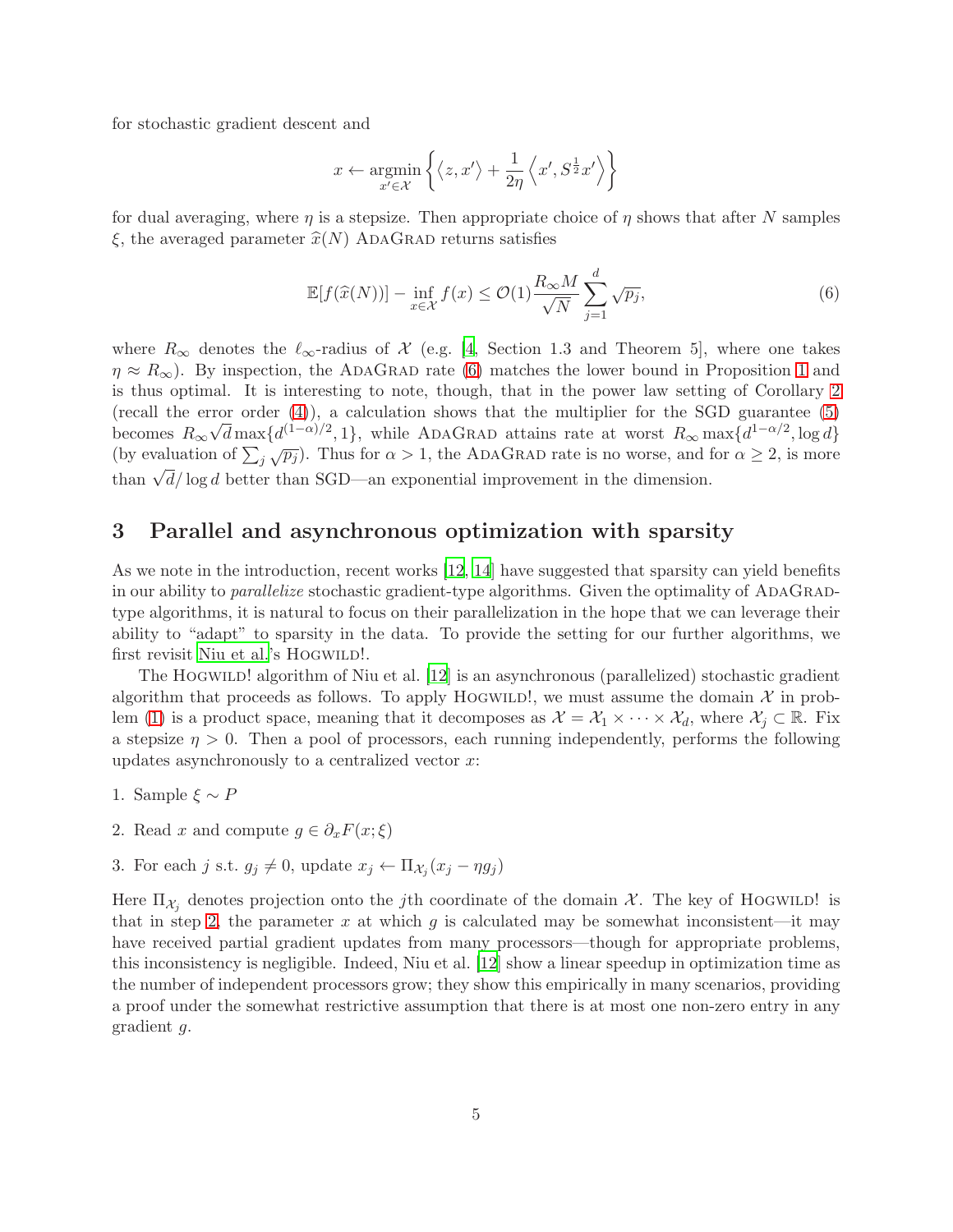for stochastic gradient descent and

$$x \leftarrow \operatorname*{argmin}_{x' \in \mathcal{X}} \left\{ \langle z, x' \rangle + \frac{1}{2\eta} \left\langle x', S^{\frac{1}{2}} x' \right\rangle \right\}$$

for dual averaging, where $\eta$ is a stepsize. Then appropriate choice of $\eta$ shows that after $N$ samples $\xi$, the averaged parameter $\widehat{x}(N)$ AdaGrad returns satisfies

$$\mathbb{E}[f(\widehat{x}(N))] - \inf_{x \in \mathcal{X}} f(x) \leq \mathcal{O}(1) \frac{R_\infty M}{\sqrt{N}} \sum_{j=1}^{d} \sqrt{p_j}, \tag{6}$$

where $R_\infty$ denotes the $\ell_\infty$-radius of $\mathcal{X}$ (e.g. [4, Section 1.3 and Theorem 5], where one takes $\eta \approx R_\infty$). By inspection, the AdaGrad rate (6) matches the lower bound in Proposition 1 and is thus optimal. It is interesting to note, though, that in the power law setting of Corollary 2 (recall the error order (4)), a calculation shows that the multiplier for the SGD guarantee (5) becomes $R_\infty \sqrt{d} \max\{d^{(1-\alpha)/2}, 1\}$, while AdaGrad attains rate at worst $R_\infty \max\{d^{1-\alpha/2}, \log d\}$ (by evaluation of $\sum_j \sqrt{p_j}$). Thus for $\alpha > 1$, the AdaGrad rate is no worse, and for $\alpha \geq 2$, is more than $\sqrt{d}/\log d$ better than SGD—an exponential improvement in the dimension.

## 3 Parallel and asynchronous optimization with sparsity

As we note in the introduction, recent works [12, 14] have suggested that sparsity can yield benefits in our ability to *parallelize* stochastic gradient-type algorithms. Given the optimality of AdaGrad-type algorithms, it is natural to focus on their parallelization in the hope that we can leverage their ability to "adapt" to sparsity in the data. To provide the setting for our further algorithms, we first revisit Niu et al.'s Hogwild!.

The Hogwild! algorithm of Niu et al. [12] is an asynchronous (parallelized) stochastic gradient algorithm that proceeds as follows. To apply Hogwild!, we must assume the domain $\mathcal{X}$ in problem (1) is a product space, meaning that it decomposes as $\mathcal{X} = \mathcal{X}_1 \times \cdots \times \mathcal{X}_d$, where $\mathcal{X}_j \subset \mathbb{R}$. Fix a stepsize $\eta > 0$. Then a pool of processors, each running independently, performs the following updates asynchronously to a centralized vector $x$:

1. Sample $\xi \sim P$
2. Read $x$ and compute $g \in \partial_x F(x; \xi)$
3. For each $j$ s.t. $g_j \neq 0$, update $x_j \leftarrow \Pi_{\mathcal{X}_j}(x_j - \eta g_j)$

Here $\Pi_{\mathcal{X}_j}$ denotes projection onto the $j$th coordinate of the domain $\mathcal{X}$. The key of Hogwild! is that in step 2, the parameter $x$ at which $g$ is calculated may be somewhat inconsistent—it may have received partial gradient updates from many processors—though for appropriate problems, this inconsistency is negligible. Indeed, Niu et al. [12] show a linear speedup in optimization time as the number of independent processors grow; they show this empirically in many scenarios, providing a proof under the somewhat restrictive assumption that there is at most one non-zero entry in any gradient $g$.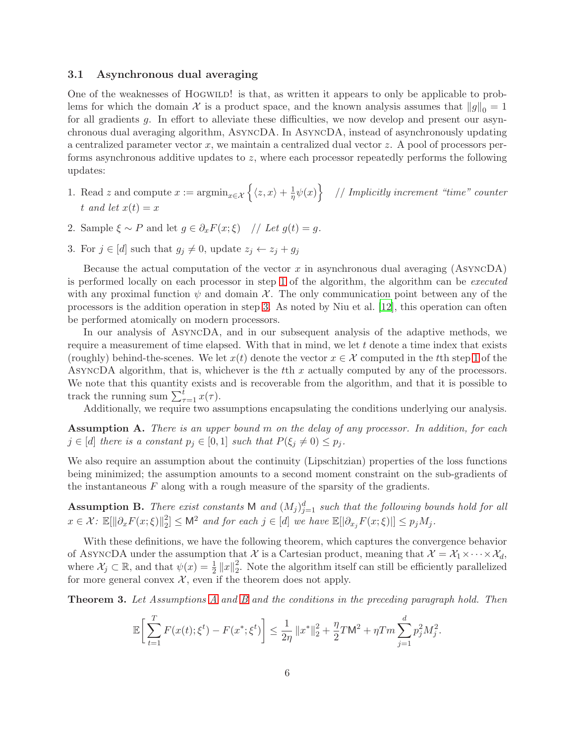### 3.1 Asynchronous dual averaging

One of the weaknesses of Hogwild! is that, as written it appears to only be applicable to problems for which the domain $\mathcal{X}$ is a product space, and the known analysis assumes that $\|g\|_0 = 1$ for all gradients $g$. In effort to alleviate these difficulties, we now develop and present our asynchronous dual averaging algorithm, AsyncDA. In AsyncDA, instead of asynchronously updating a centralized parameter vector $x$, we maintain a centralized dual vector $z$. A pool of processors performs asynchronous additive updates to $z$, where each processor repeatedly performs the following updates:

1. Read $z$ and compute $x := \operatorname{argmin}_{x \in \mathcal{X}} \left\{ \langle z, x \rangle + \frac{1}{\eta} \psi(x) \right\}$ *// Implicitly increment "time" counter $t$ and let $x(t) = x$*
2. Sample $\xi \sim P$ and let $g \in \partial_x F(x; \xi)$ *// Let $g(t) = g$.*
3. For $j \in [d]$ such that $g_j \neq 0$, update $z_j \leftarrow z_j + g_j$

Because the actual computation of the vector $x$ in asynchronous dual averaging (AsyncDA) is performed locally on each processor in step 1 of the algorithm, the algorithm can be *executed* with any proximal function $\psi$ and domain $\mathcal{X}$. The only communication point between any of the processors is the addition operation in step 3. As noted by Niu et al. [12], this operation can often be performed atomically on modern processors.

In our analysis of AsyncDA, and in our subsequent analysis of the adaptive methods, we require a measurement of time elapsed. With that in mind, we let $t$ denote a time index that exists (roughly) behind-the-scenes. We let $x(t)$ denote the vector $x \in \mathcal{X}$ computed in the $t$th step 1 of the AsyncDA algorithm, that is, whichever is the $t$th $x$ actually computed by any of the processors. We note that this quantity exists and is recoverable from the algorithm, and that it is possible to track the running sum $\sum_{\tau=1}^{t} x(\tau)$.

Additionally, we require two assumptions encapsulating the conditions underlying our analysis.

**Assumption A.** *There is an upper bound $m$ on the delay of any processor. In addition, for each $j \in [d]$ there is a constant $p_j \in [0, 1]$ such that $P(\xi_j \neq 0) \leq p_j$.*

We also require an assumption about the continuity (Lipschitzian) properties of the loss functions being minimized; the assumption amounts to a second moment constraint on the sub-gradients of the instantaneous $F$ along with a rough measure of the sparsity of the gradients.

**Assumption B.** *There exist constants $\mathsf{M}$ and $(M_j)_{j=1}^{d}$ such that the following bounds hold for all $x \in \mathcal{X}$: $\mathbb{E}[\|\partial_x F(x; \xi)\|_2^2] \leq \mathsf{M}^2$ and for each $j \in [d]$ we have $\mathbb{E}[|\partial_{x_j} F(x; \xi)|] \leq p_j M_j$.*

With these definitions, we have the following theorem, which captures the convergence behavior of AsyncDA under the assumption that $\mathcal{X}$ is a Cartesian product, meaning that $\mathcal{X} = \mathcal{X}_1 \times \cdots \times \mathcal{X}_d$, where $\mathcal{X}_j \subset \mathbb{R}$, and that $\psi(x) = \frac{1}{2}\|x\|_2^2$. Note the algorithm itself can still be efficiently parallelized for more general convex $\mathcal{X}$, even if the theorem does not apply.

**Theorem 3.** *Let Assumptions A and B and the conditions in the preceding paragraph hold. Then*

$$\mathbb{E}\bigg[\sum_{t=1}^{T} F(x(t); \xi^t) - F(x^*; \xi^t)\bigg] \leq \frac{1}{2\eta}\|x^*\|_2^2 + \frac{\eta}{2} T \mathsf{M}^2 + \eta T m \sum_{j=1}^{d} p_j^2 M_j^2.$$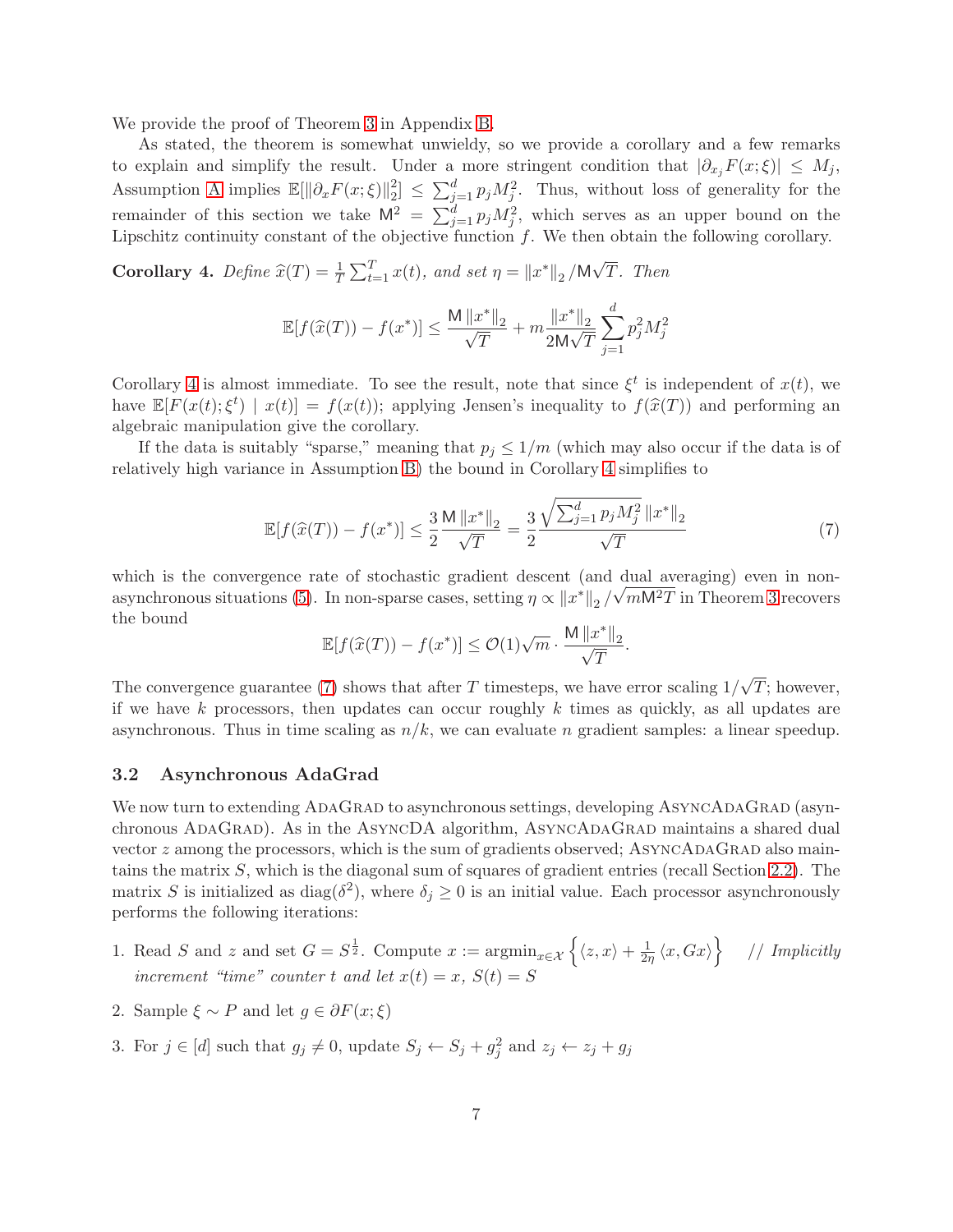We provide the proof of Theorem 3 in Appendix B.

As stated, the theorem is somewhat unwieldy, so we provide a corollary and a few remarks to explain and simplify the result. Under a more stringent condition that $|\partial_{x_j} F(x;\xi)| \le M_j$, Assumption A implies $\mathbb{E}[\|\partial_x F(x;\xi)\|_2^2] \le \sum_{j=1}^d p_j M_j^2$. Thus, without loss of generality for the remainder of this section we take $\mathsf{M}^2 = \sum_{j=1}^d p_j M_j^2$, which serves as an upper bound on the Lipschitz continuity constant of the objective function $f$. We then obtain the following corollary.

**Corollary 4.** *Define $\widehat{x}(T) = \frac{1}{T}\sum_{t=1}^T x(t)$, and set $\eta = \|x^*\|_2 / \mathsf{M}\sqrt{T}$. Then*

$$\mathbb{E}[f(\widehat{x}(T)) - f(x^*)] \le \frac{\mathsf{M}\|x^*\|_2}{\sqrt{T}} + m\frac{\|x^*\|_2}{2\mathsf{M}\sqrt{T}}\sum_{j=1}^d p_j^2 M_j^2$$

Corollary 4 is almost immediate. To see the result, note that since $\xi^t$ is independent of $x(t)$, we have $\mathbb{E}[F(x(t);\xi^t) \mid x(t)] = f(x(t))$; applying Jensen's inequality to $f(\widehat{x}(T))$ and performing an algebraic manipulation give the corollary.

If the data is suitably "sparse," meaning that $p_j \le 1/m$ (which may also occur if the data is of relatively high variance in Assumption B) the bound in Corollary 4 simplifies to

$$\mathbb{E}[f(\widehat{x}(T)) - f(x^*)] \le \frac{3}{2}\frac{\mathsf{M}\|x^*\|_2}{\sqrt{T}} = \frac{3}{2}\frac{\sqrt{\sum_{j=1}^d p_j M_j^2}\,\|x^*\|_2}{\sqrt{T}} \tag{7}$$

which is the convergence rate of stochastic gradient descent (and dual averaging) even in non-asynchronous situations (5). In non-sparse cases, setting $\eta \propto \|x^*\|_2 / \sqrt{m\mathsf{M}^2 T}$ in Theorem 3 recovers the bound

$$\mathbb{E}[f(\widehat{x}(T)) - f(x^*)] \le \mathcal{O}(1)\sqrt{m}\cdot\frac{\mathsf{M}\|x^*\|_2}{\sqrt{T}}.$$

The convergence guarantee (7) shows that after $T$ timesteps, we have error scaling $1/\sqrt{T}$; however, if we have $k$ processors, then updates can occur roughly $k$ times as quickly, as all updates are asynchronous. Thus in time scaling as $n/k$, we can evaluate $n$ gradient samples: a linear speedup.

### 3.2 Asynchronous AdaGrad

We now turn to extending AdaGrad to asynchronous settings, developing AsyncAdaGrad (asynchronous AdaGrad). As in the AsyncDA algorithm, AsyncAdaGrad maintains a shared dual vector $z$ among the processors, which is the sum of gradients observed; AsyncAdaGrad also maintains the matrix $S$, which is the diagonal sum of squares of gradient entries (recall Section 2.2). The matrix $S$ is initialized as $\operatorname{diag}(\delta^2)$, where $\delta_j \ge 0$ is an initial value. Each processor asynchronously performs the following iterations:

1. Read $S$ and $z$ and set $G = S^{\frac{1}{2}}$. Compute $x := \operatorname{argmin}_{x\in\mathcal{X}}\left\{\langle z, x\rangle + \frac{1}{2\eta}\langle x, Gx\rangle\right\}$ *// Implicitly increment "time" counter $t$ and let $x(t) = x$, $S(t) = S$*
2. Sample $\xi \sim P$ and let $g \in \partial F(x;\xi)$
3. For $j \in [d]$ such that $g_j \ne 0$, update $S_j \leftarrow S_j + g_j^2$ and $z_j \leftarrow z_j + g_j$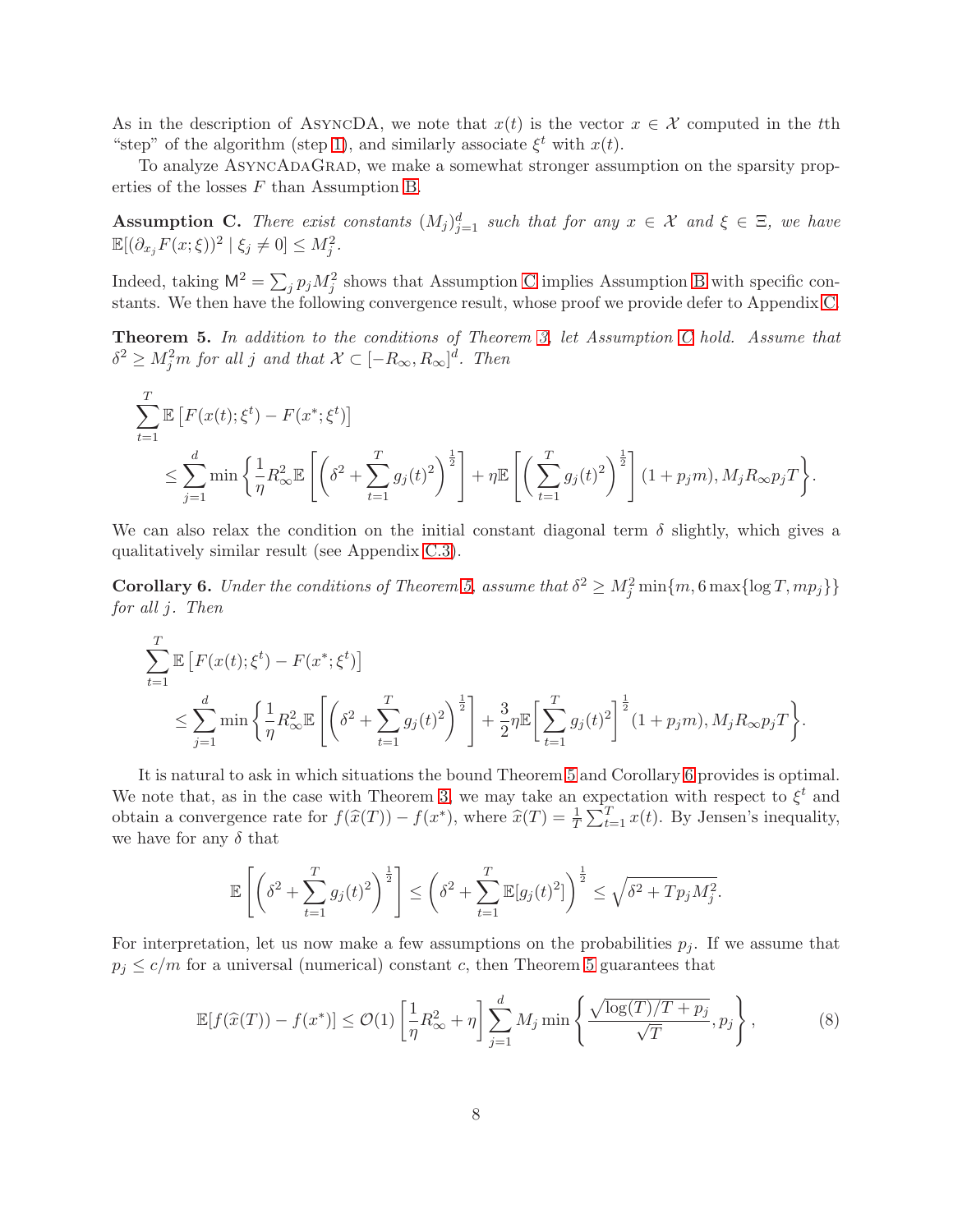As in the description of AsyncDA, we note that $x(t)$ is the vector $x \in \mathcal{X}$ computed in the $t$th "step" of the algorithm (step 1), and similarly associate $\xi^t$ with $x(t)$.

To analyze AsyncAdaGrad, we make a somewhat stronger assumption on the sparsity properties of the losses $F$ than Assumption B.

**Assumption C.** *There exist constants $(M_j)_{j=1}^d$ such that for any $x \in \mathcal{X}$ and $\xi \in \Xi$, we have $\mathbb{E}[(\partial_{x_j} F(x;\xi))^2 \mid \xi_j \neq 0] \le M_j^2$.*

Indeed, taking $\mathsf{M}^2 = \sum_j p_j M_j^2$ shows that Assumption C implies Assumption B with specific constants. We then have the following convergence result, whose proof we provide defer to Appendix C.

**Theorem 5.** *In addition to the conditions of Theorem 3, let Assumption C hold. Assume that $\delta^2 \ge M_j^2 m$ for all $j$ and that $\mathcal{X} \subset [-R_\infty, R_\infty]^d$. Then*

$$
\sum_{t=1}^T \mathbb{E}\left[F(x(t);\xi^t) - F(x^*;\xi^t)\right]
\le \sum_{j=1}^d \min\left\{ \frac{1}{\eta} R_\infty^2 \mathbb{E}\left[\left(\delta^2 + \sum_{t=1}^T g_j(t)^2\right)^{\frac{1}{2}}\right] + \eta \mathbb{E}\left[\left(\sum_{t=1}^T g_j(t)^2\right)^{\frac{1}{2}}\right](1 + p_j m), M_j R_\infty p_j T \right\}.
$$

We can also relax the condition on the initial constant diagonal term $\delta$ slightly, which gives a qualitatively similar result (see Appendix C.3).

**Corollary 6.** *Under the conditions of Theorem 5, assume that $\delta^2 \ge M_j^2 \min\{m, 6\max\{\log T, m p_j\}\}$ for all $j$. Then*

$$
\sum_{t=1}^T \mathbb{E}\left[F(x(t);\xi^t) - F(x^*;\xi^t)\right]
\le \sum_{j=1}^d \min\left\{ \frac{1}{\eta} R_\infty^2 \mathbb{E}\left[\left(\delta^2 + \sum_{t=1}^T g_j(t)^2\right)^{\frac{1}{2}}\right] + \frac{3}{2}\eta \mathbb{E}\Big[\sum_{t=1}^T g_j(t)^2\Big]^{\frac{1}{2}}(1 + p_j m), M_j R_\infty p_j T \right\}.
$$

It is natural to ask in which situations the bound Theorem 5 and Corollary 6 provides is optimal. We note that, as in the case with Theorem 3, we may take an expectation with respect to $\xi^t$ and obtain a convergence rate for $f(\widehat{x}(T)) - f(x^*)$, where $\widehat{x}(T) = \frac{1}{T}\sum_{t=1}^T x(t)$. By Jensen's inequality, we have for any $\delta$ that

$$
\mathbb{E}\left[\left(\delta^2 + \sum_{t=1}^T g_j(t)^2\right)^{\frac{1}{2}}\right] \le \left(\delta^2 + \sum_{t=1}^T \mathbb{E}[g_j(t)^2]\right)^{\frac{1}{2}} \le \sqrt{\delta^2 + T p_j M_j^2}.
$$

For interpretation, let us now make a few assumptions on the probabilities $p_j$. If we assume that $p_j \le c/m$ for a universal (numerical) constant $c$, then Theorem 5 guarantees that

$$
\mathbb{E}[f(\widehat{x}(T)) - f(x^*)] \le \mathcal{O}(1)\left[\frac{1}{\eta}R_\infty^2 + \eta\right]\sum_{j=1}^d M_j \min\left\{\frac{\sqrt{\log(T)/T + p_j}}{\sqrt{T}}, p_j\right\}, \tag{8}
$$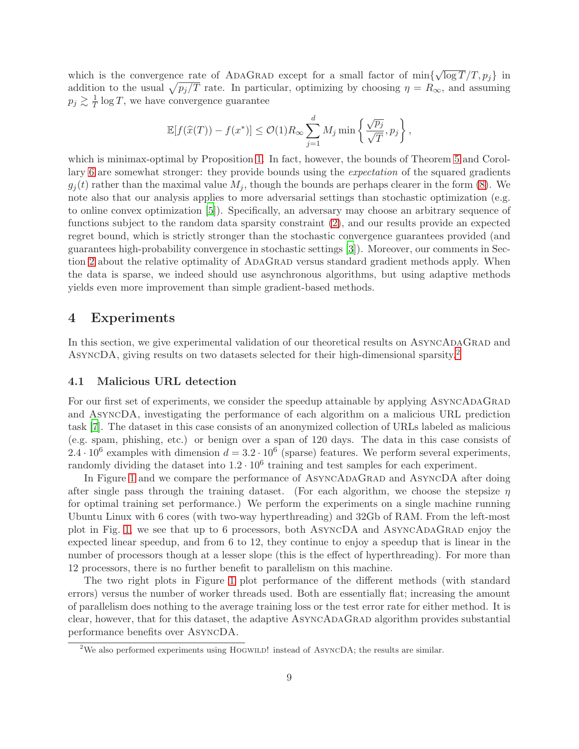which is the convergence rate of AdaGrad except for a small factor of $\min\{\sqrt{\log T}/T, p_j\}$ in addition to the usual $\sqrt{p_j/T}$ rate. In particular, optimizing by choosing $\eta = R_\infty$, and assuming $p_j \gtrsim \frac{1}{T}\log T$, we have convergence guarantee

$$\mathbb{E}[f(\widehat{x}(T)) - f(x^*)] \le \mathcal{O}(1) R_\infty \sum_{j=1}^d M_j \min\left\{\frac{\sqrt{p_j}}{\sqrt{T}}, p_j\right\},$$

which is minimax-optimal by Proposition 1. In fact, however, the bounds of Theorem 5 and Corollary 6 are somewhat stronger: they provide bounds using the *expectation* of the squared gradients $g_j(t)$ rather than the maximal value $M_j$, though the bounds are perhaps clearer in the form (8). We note also that our analysis applies to more adversarial settings than stochastic optimization (e.g. to online convex optimization [5]). Specifically, an adversary may choose an arbitrary sequence of functions subject to the random data sparsity constraint (2), and our results provide an expected regret bound, which is strictly stronger than the stochastic convergence guarantees provided (and guarantees high-probability convergence in stochastic settings [3]). Moreover, our comments in Section 2 about the relative optimality of AdaGrad versus standard gradient methods apply. When the data is sparse, we indeed should use asynchronous algorithms, but using adaptive methods yields even more improvement than simple gradient-based methods.

# 4 Experiments

In this section, we give experimental validation of our theoretical results on AsyncAdaGrad and AsyncDA, giving results on two datasets selected for their high-dimensional sparsity.[2]

## 4.1 Malicious URL detection

For our first set of experiments, we consider the speedup attainable by applying AsyncAdaGrad and AsyncDA, investigating the performance of each algorithm on a malicious URL prediction task [7]. The dataset in this case consists of an anonymized collection of URLs labeled as malicious (e.g. spam, phishing, etc.) or benign over a span of 120 days. The data in this case consists of $2.4 \cdot 10^6$ examples with dimension $d = 3.2 \cdot 10^6$ (sparse) features. We perform several experiments, randomly dividing the dataset into $1.2 \cdot 10^6$ training and test samples for each experiment.

In Figure 1 and we compare the performance of AsyncAdaGrad and AsyncDA after doing after single pass through the training dataset. (For each algorithm, we choose the stepsize $\eta$ for optimal training set performance.) We perform the experiments on a single machine running Ubuntu Linux with 6 cores (with two-way hyperthreading) and 32Gb of RAM. From the left-most plot in Fig. 1, we see that up to 6 processors, both AsyncDA and AsyncAdaGrad enjoy the expected linear speedup, and from 6 to 12, they continue to enjoy a speedup that is linear in the number of processors though at a lesser slope (this is the effect of hyperthreading). For more than 12 processors, there is no further benefit to parallelism on this machine.

The two right plots in Figure 1 plot performance of the different methods (with standard errors) versus the number of worker threads used. Both are essentially flat; increasing the amount of parallelism does nothing to the average training loss or the test error rate for either method. It is clear, however, that for this dataset, the adaptive AsyncAdaGrad algorithm provides substantial performance benefits over AsyncDA.

[2] We also performed experiments using Hogwild! instead of AsyncDA; the results are similar.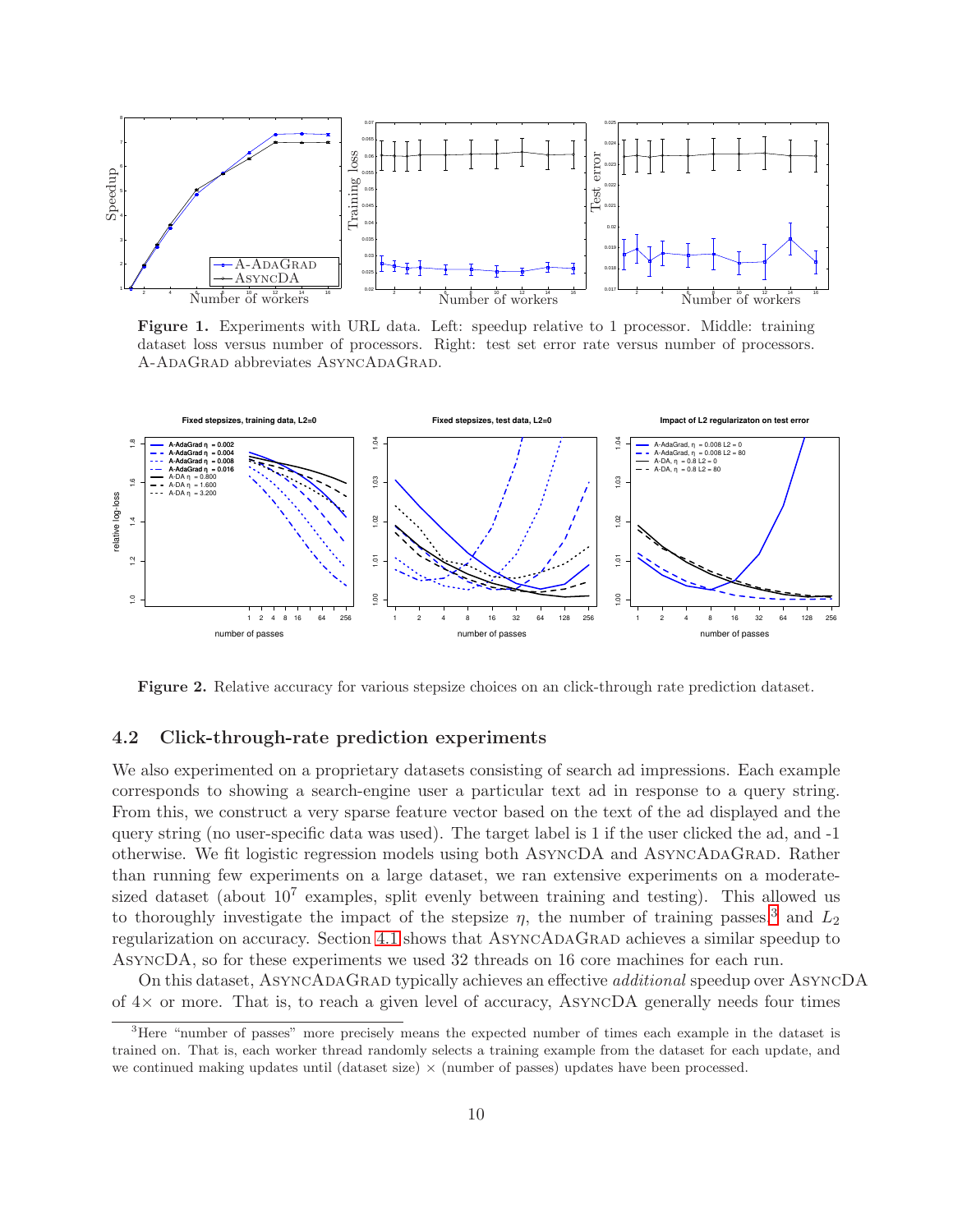**Figure 1.** Experiments with URL data. Left: speedup relative to 1 processor. Middle: training dataset loss versus number of processors. Right: test set error rate versus number of processors. A-AdaGrad abbreviates AsyncAdaGrad.

**Figure 2.** Relative accuracy for various stepsize choices on an click-through rate prediction dataset.

### 4.2 Click-through-rate prediction experiments

We also experimented on a proprietary datasets consisting of search ad impressions. Each example corresponds to showing a search-engine user a particular text ad in response to a query string. From this, we construct a very sparse feature vector based on the text of the ad displayed and the query string (no user-specific data was used). The target label is 1 if the user clicked the ad, and -1 otherwise. We fit logistic regression models using both AsyncDA and AsyncAdaGrad. Rather than running few experiments on a large dataset, we ran extensive experiments on a moderate-sized dataset (about $10^7$ examples, split evenly between training and testing). This allowed us to thoroughly investigate the impact of the stepsize $\eta$, the number of training passes,[3] and $L_2$ regularization on accuracy. Section 4.1 shows that AsyncAdaGrad achieves a similar speedup to AsyncDA, so for these experiments we used 32 threads on 16 core machines for each run.

On this dataset, AsyncAdaGrad typically achieves an effective *additional* speedup over AsyncDA of 4× or more. That is, to reach a given level of accuracy, AsyncDA generally needs four times

[3] Here "number of passes" more precisely means the expected number of times each example in the dataset is trained on. That is, each worker thread randomly selects a training example from the dataset for each update, and we continued making updates until (dataset size) × (number of passes) updates have been processed.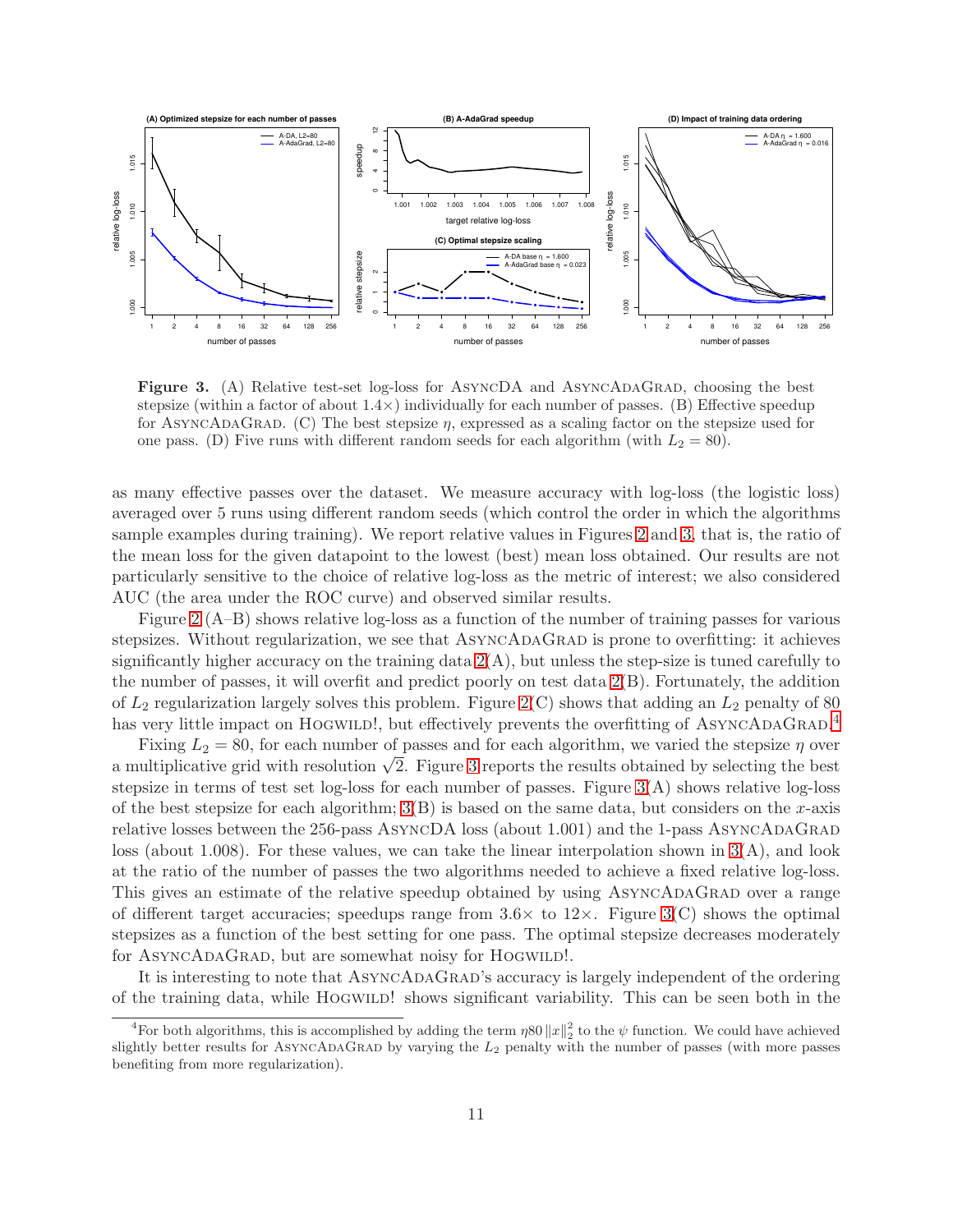**Figure 3.** (A) Relative test-set log-loss for AsyncDA and AsyncAdaGrad, choosing the best stepsize (within a factor of about 1.4×) individually for each number of passes. (B) Effective speedup for AsyncAdaGrad. (C) The best stepsize $\eta$, expressed as a scaling factor on the stepsize used for one pass. (D) Five runs with different random seeds for each algorithm (with $L_2 = 80$).

as many effective passes over the dataset. We measure accuracy with log-loss (the logistic loss) averaged over 5 runs using different random seeds (which control the order in which the algorithms sample examples during training). We report relative values in Figures 2 and 3, that is, the ratio of the mean loss for the given datapoint to the lowest (best) mean loss obtained. Our results are not particularly sensitive to the choice of relative log-loss as the metric of interest; we also considered AUC (the area under the ROC curve) and observed similar results.

Figure 2 (A–B) shows relative log-loss as a function of the number of training passes for various stepsizes. Without regularization, we see that AsyncAdaGrad is prone to overfitting: it achieves significantly higher accuracy on the training data 2(A), but unless the step-size is tuned carefully to the number of passes, it will overfit and predict poorly on test data 2(B). Fortunately, the addition of $L_2$ regularization largely solves this problem. Figure 2(C) shows that adding an $L_2$ penalty of 80 has very little impact on Hogwild!, but effectively prevents the overfitting of AsyncAdaGrad.[4]

Fixing $L_2 = 80$, for each number of passes and for each algorithm, we varied the stepsize $\eta$ over a multiplicative grid with resolution $\sqrt{2}$. Figure 3 reports the results obtained by selecting the best stepsize in terms of test set log-loss for each number of passes. Figure 3(A) shows relative log-loss of the best stepsize for each algorithm; 3(B) is based on the same data, but considers on the $x$-axis relative losses between the 256-pass AsyncDA loss (about 1.001) and the 1-pass AsyncAdaGrad loss (about 1.008). For these values, we can take the linear interpolation shown in 3(A), and look at the ratio of the number of passes the two algorithms needed to achieve a fixed relative log-loss. This gives an estimate of the relative speedup obtained by using AsyncAdaGrad over a range of different target accuracies; speedups range from 3.6× to 12×. Figure 3(C) shows the optimal stepsizes as a function of the best setting for one pass. The optimal stepsize decreases moderately for AsyncAdaGrad, but are somewhat noisy for Hogwild!.

It is interesting to note that AsyncAdaGrad's accuracy is largely independent of the ordering of the training data, while Hogwild! shows significant variability. This can be seen both in the

[4] For both algorithms, this is accomplished by adding the term $\eta 80 \|x\|_2^2$ to the $\psi$ function. We could have achieved slightly better results for AsyncAdaGrad by varying the $L_2$ penalty with the number of passes (with more passes benefiting from more regularization).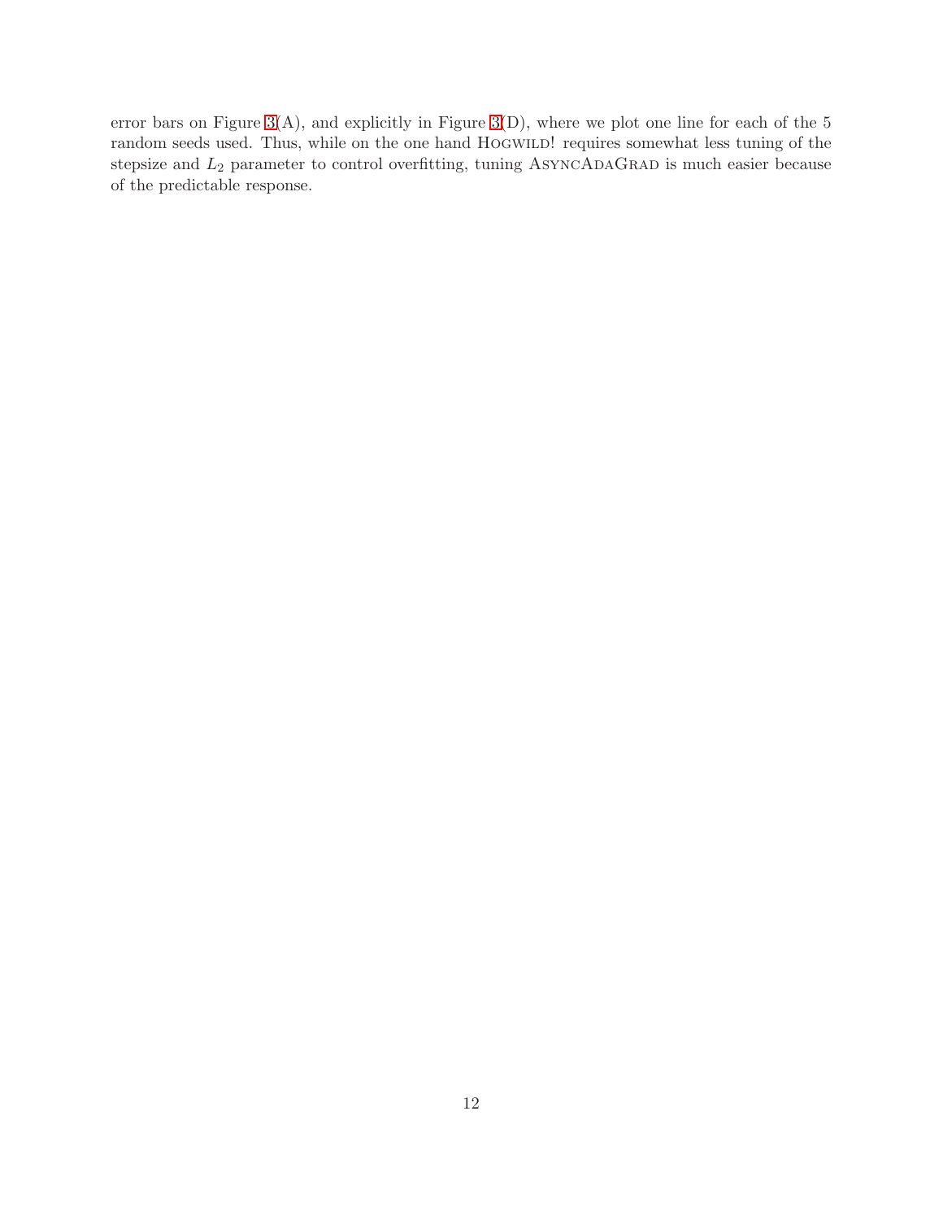error bars on Figure 3(A), and explicitly in Figure 3(D), where we plot one line for each of the 5 random seeds used. Thus, while on the one hand Hogwild! requires somewhat less tuning of the stepsize and $L_2$ parameter to control overfitting, tuning AsyncAdaGrad is much easier because of the predictable response.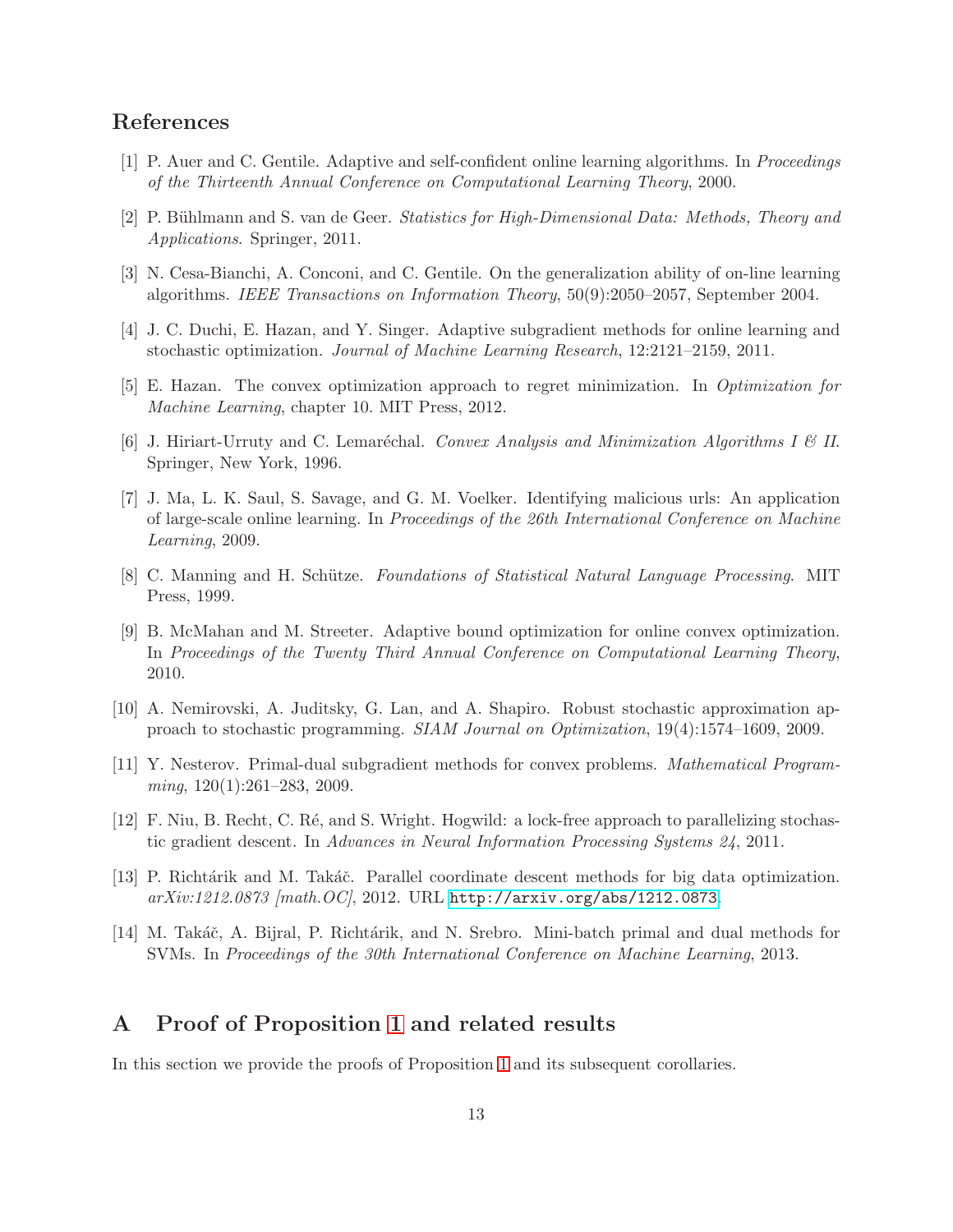## References

[1] P. Auer and C. Gentile. Adaptive and self-confident online learning algorithms. In *Proceedings of the Thirteenth Annual Conference on Computational Learning Theory*, 2000.

[2] P. Bühlmann and S. van de Geer. *Statistics for High-Dimensional Data: Methods, Theory and Applications*. Springer, 2011.

[3] N. Cesa-Bianchi, A. Conconi, and C. Gentile. On the generalization ability of on-line learning algorithms. *IEEE Transactions on Information Theory*, 50(9):2050–2057, September 2004.

[4] J. C. Duchi, E. Hazan, and Y. Singer. Adaptive subgradient methods for online learning and stochastic optimization. *Journal of Machine Learning Research*, 12:2121–2159, 2011.

[5] E. Hazan. The convex optimization approach to regret minimization. In *Optimization for Machine Learning*, chapter 10. MIT Press, 2012.

[6] J. Hiriart-Urruty and C. Lemaréchal. *Convex Analysis and Minimization Algorithms I & II*. Springer, New York, 1996.

[7] J. Ma, L. K. Saul, S. Savage, and G. M. Voelker. Identifying malicious urls: An application of large-scale online learning. In *Proceedings of the 26th International Conference on Machine Learning*, 2009.

[8] C. Manning and H. Schütze. *Foundations of Statistical Natural Language Processing*. MIT Press, 1999.

[9] B. McMahan and M. Streeter. Adaptive bound optimization for online convex optimization. In *Proceedings of the Twenty Third Annual Conference on Computational Learning Theory*, 2010.

[10] A. Nemirovski, A. Juditsky, G. Lan, and A. Shapiro. Robust stochastic approximation approach to stochastic programming. *SIAM Journal on Optimization*, 19(4):1574–1609, 2009.

[11] Y. Nesterov. Primal-dual subgradient methods for convex problems. *Mathematical Programming*, 120(1):261–283, 2009.

[12] F. Niu, B. Recht, C. Ré, and S. Wright. Hogwild: a lock-free approach to parallelizing stochastic gradient descent. In *Advances in Neural Information Processing Systems 24*, 2011.

[13] P. Richtárik and M. Takáč. Parallel coordinate descent methods for big data optimization. *arXiv:1212.0873 [math.OC]*, 2012. URL http://arxiv.org/abs/1212.0873.

[14] M. Takáč, A. Bijral, P. Richtárik, and N. Srebro. Mini-batch primal and dual methods for SVMs. In *Proceedings of the 30th International Conference on Machine Learning*, 2013.

# A Proof of Proposition 1 and related results

In this section we provide the proofs of Proposition 1 and its subsequent corollaries.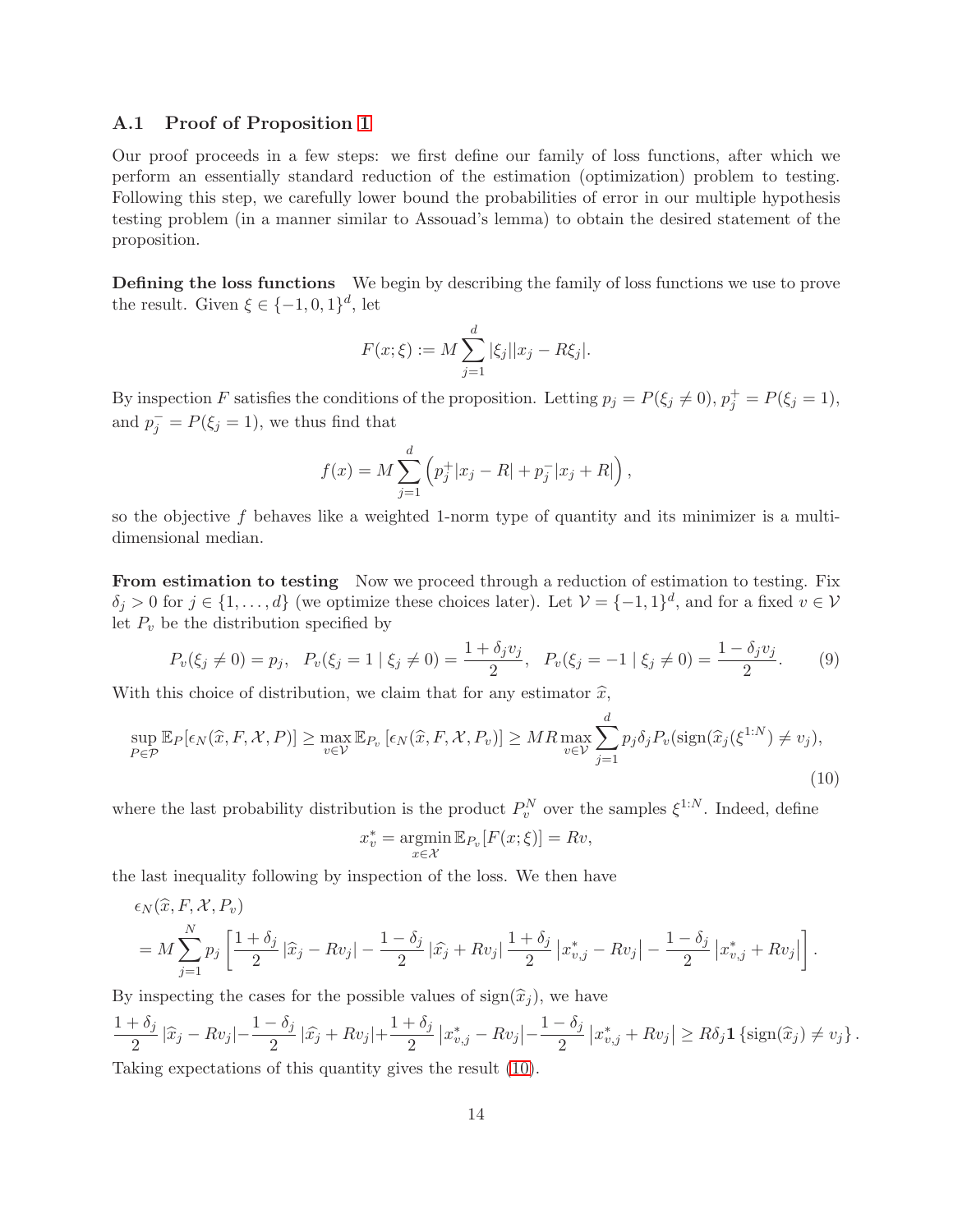### A.1 Proof of Proposition 1

Our proof proceeds in a few steps: we first define our family of loss functions, after which we perform an essentially standard reduction of the estimation (optimization) problem to testing. Following this step, we carefully lower bound the probabilities of error in our multiple hypothesis testing problem (in a manner similar to Assouad's lemma) to obtain the desired statement of the proposition.

**Defining the loss functions** We begin by describing the family of loss functions we use to prove the result. Given $\xi \in \{-1, 0, 1\}^d$, let

$$F(x; \xi) := M \sum_{j=1}^{d} |\xi_j||x_j - R\xi_j|.$$

By inspection $F$ satisfies the conditions of the proposition. Letting $p_j = P(\xi_j \neq 0)$, $p_j^+ = P(\xi_j = 1)$, and $p_j^- = P(\xi_j = 1)$, we thus find that

$$f(x) = M \sum_{j=1}^{d} \left( p_j^+ |x_j - R| + p_j^- |x_j + R| \right),$$

so the objective $f$ behaves like a weighted 1-norm type of quantity and its minimizer is a multi-dimensional median.

**From estimation to testing** Now we proceed through a reduction of estimation to testing. Fix $\delta_j > 0$ for $j \in \{1, \ldots, d\}$ (we optimize these choices later). Let $\mathcal{V} = \{-1, 1\}^d$, and for a fixed $v \in \mathcal{V}$ let $P_v$ be the distribution specified by

$$P_v(\xi_j \neq 0) = p_j, \quad P_v(\xi_j = 1 \mid \xi_j \neq 0) = \frac{1 + \delta_j v_j}{2}, \quad P_v(\xi_j = -1 \mid \xi_j \neq 0) = \frac{1 - \delta_j v_j}{2}. \tag{9}$$

With this choice of distribution, we claim that for any estimator $\widehat{x}$,

$$\sup_{P \in \mathcal{P}} \mathbb{E}_P[\epsilon_N(\widehat{x}, F, \mathcal{X}, P)] \geq \max_{v \in \mathcal{V}} \mathbb{E}_{P_v}\left[\epsilon_N(\widehat{x}, F, \mathcal{X}, P_v)\right] \geq MR \max_{v \in \mathcal{V}} \sum_{j=1}^{d} p_j \delta_j P_v(\operatorname{sign}(\widehat{x}_j(\xi^{1:N}) \neq v_j), \tag{10}$$

where the last probability distribution is the product $P_v^N$ over the samples $\xi^{1:N}$. Indeed, define

$$x_v^* = \operatorname*{argmin}_{x \in \mathcal{X}} \mathbb{E}_{P_v}[F(x; \xi)] = Rv,$$

the last inequality following by inspection of the loss. We then have

$$\begin{aligned}
&\epsilon_N(\widehat{x}, F, \mathcal{X}, P_v) \\
&= M \sum_{j=1}^{N} p_j \left[ \frac{1 + \delta_j}{2} |\widehat{x}_j - Rv_j| - \frac{1 - \delta_j}{2} |\widehat{x}_j + Rv_j| \frac{1 + \delta_j}{2} \left| x_{v,j}^* - Rv_j \right| - \frac{1 - \delta_j}{2} \left| x_{v,j}^* + Rv_j \right| \right].
\end{aligned}$$

By inspecting the cases for the possible values of $\operatorname{sign}(\widehat{x}_j)$, we have

$$\frac{1 + \delta_j}{2} |\widehat{x}_j - Rv_j| - \frac{1 - \delta_j}{2} |\widehat{x}_j + Rv_j| + \frac{1 + \delta_j}{2} \left| x_{v,j}^* - Rv_j \right| - \frac{1 - \delta_j}{2} \left| x_{v,j}^* + Rv_j \right| \geq R\delta_j \mathbf{1}\left\{ \operatorname{sign}(\widehat{x}_j) \neq v_j \right\}.$$

Taking expectations of this quantity gives the result (10).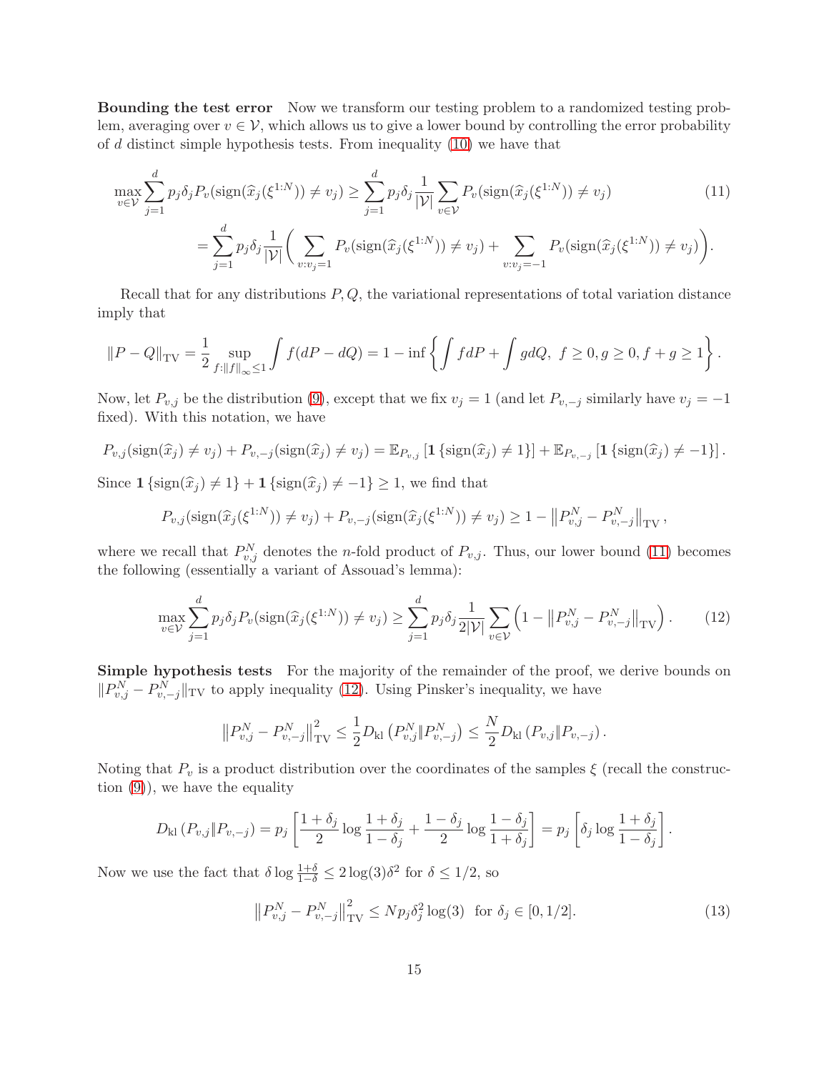**Bounding the test error** Now we transform our testing problem to a randomized testing problem, averaging over $v \in \mathcal{V}$, which allows us to give a lower bound by controlling the error probability of $d$ distinct simple hypothesis tests. From inequality (10) we have that

$$
\begin{aligned}
\max_{v \in \mathcal{V}} \sum_{j=1}^{d} p_j \delta_j P_v(\text{sign}(\widehat{x}_j(\xi^{1:N})) \neq v_j) &\geq \sum_{j=1}^{d} p_j \delta_j \frac{1}{|\mathcal{V}|} \sum_{v \in \mathcal{V}} P_v(\text{sign}(\widehat{x}_j(\xi^{1:N})) \neq v_j) \\
&= \sum_{j=1}^{d} p_j \delta_j \frac{1}{|\mathcal{V}|} \bigg( \sum_{v : v_j = 1} P_v(\text{sign}(\widehat{x}_j(\xi^{1:N})) \neq v_j) + \sum_{v : v_j = -1} P_v(\text{sign}(\widehat{x}_j(\xi^{1:N})) \neq v_j) \bigg).
\end{aligned}
\tag{11}
$$

Recall that for any distributions $P, Q$, the variational representations of total variation distance imply that

$$
\|P - Q\|_{\text{TV}} = \frac{1}{2} \sup_{f : \|f\|_\infty \leq 1} \int f(dP - dQ) = 1 - \inf \left\{ \int f dP + \int g dQ, \ f \geq 0, g \geq 0, f + g \geq 1 \right\}.
$$

Now, let $P_{v,j}$ be the distribution (9), except that we fix $v_j = 1$ (and let $P_{v,-j}$ similarly have $v_j = -1$ fixed). With this notation, we have

$$
P_{v,j}(\text{sign}(\widehat{x}_j) \neq v_j) + P_{v,-j}(\text{sign}(\widehat{x}_j) \neq v_j) = \mathbb{E}_{P_{v,j}} \left[ \mathbf{1} \left\{ \text{sign}(\widehat{x}_j) \neq 1 \right\} \right] + \mathbb{E}_{P_{v,-j}} \left[ \mathbf{1} \left\{ \text{sign}(\widehat{x}_j) \neq -1 \right\} \right].
$$

Since $\mathbf{1} \{ \text{sign}(\widehat{x}_j) \neq 1 \} + \mathbf{1} \{ \text{sign}(\widehat{x}_j) \neq -1 \} \geq 1$, we find that

$$
P_{v,j}(\text{sign}(\widehat{x}_j(\xi^{1:N})) \neq v_j) + P_{v,-j}(\text{sign}(\widehat{x}_j(\xi^{1:N})) \neq v_j) \geq 1 - \left\| P_{v,j}^N - P_{v,-j}^N \right\|_{\text{TV}},
$$

where we recall that $P_{v,j}^N$ denotes the $n$-fold product of $P_{v,j}$. Thus, our lower bound (11) becomes the following (essentially a variant of Assouad's lemma):

$$
\max_{v \in \mathcal{V}} \sum_{j=1}^{d} p_j \delta_j P_v(\text{sign}(\widehat{x}_j(\xi^{1:N})) \neq v_j) \geq \sum_{j=1}^{d} p_j \delta_j \frac{1}{2|\mathcal{V}|} \sum_{v \in \mathcal{V}} \left( 1 - \left\| P_{v,j}^N - P_{v,-j}^N \right\|_{\text{TV}} \right). \tag{12}
$$

**Simple hypothesis tests** For the majority of the remainder of the proof, we derive bounds on $\|P_{v,j}^N - P_{v,-j}^N\|_{\text{TV}}$ to apply inequality (12). Using Pinsker's inequality, we have

$$
\left\| P_{v,j}^N - P_{v,-j}^N \right\|_{\text{TV}}^2 \leq \frac{1}{2} D_{\text{kl}} \left( P_{v,j}^N \| P_{v,-j}^N \right) \leq \frac{N}{2} D_{\text{kl}} \left( P_{v,j} \| P_{v,-j} \right).
$$

Noting that $P_v$ is a product distribution over the coordinates of the samples $\xi$ (recall the construction (9)), we have the equality

$$
D_{\text{kl}} \left( P_{v,j} \| P_{v,-j} \right) = p_j \left[ \frac{1 + \delta_j}{2} \log \frac{1 + \delta_j}{1 - \delta_j} + \frac{1 - \delta_j}{2} \log \frac{1 - \delta_j}{1 + \delta_j} \right] = p_j \left[ \delta_j \log \frac{1 + \delta_j}{1 - \delta_j} \right].
$$

Now we use the fact that $\delta \log \frac{1+\delta}{1-\delta} \leq 2 \log(3) \delta^2$ for $\delta \leq 1/2$, so

$$
\left\| P_{v,j}^N - P_{v,-j}^N \right\|_{\text{TV}}^2 \leq N p_j \delta_j^2 \log(3) \quad \text{for } \delta_j \in [0, 1/2]. \tag{13}
$$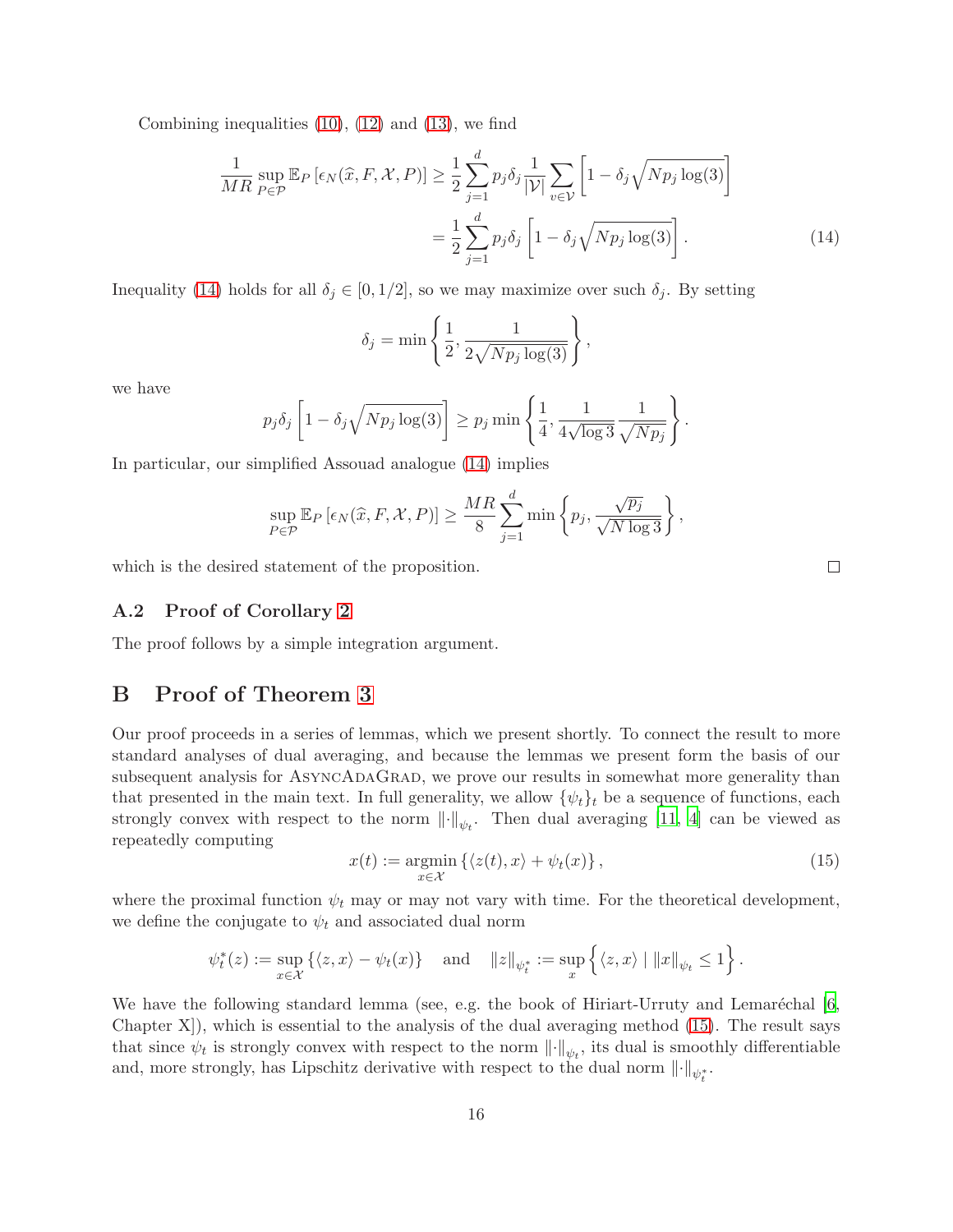Combining inequalities (10), (12) and (13), we find

$$
\begin{aligned}
\frac{1}{MR} \sup_{P \in \mathcal{P}} \mathbb{E}_P \left[ \epsilon_N(\widehat{x}, F, \mathcal{X}, P) \right] &\geq \frac{1}{2} \sum_{j=1}^{d} p_j \delta_j \frac{1}{|\mathcal{V}|} \sum_{v \in \mathcal{V}} \left[ 1 - \delta_j \sqrt{N p_j \log(3)} \right] \\
&= \frac{1}{2} \sum_{j=1}^{d} p_j \delta_j \left[ 1 - \delta_j \sqrt{N p_j \log(3)} \right]. \qquad (14)
\end{aligned}
$$

Inequality (14) holds for all $\delta_j \in [0, 1/2]$, so we may maximize over such $\delta_j$. By setting

$$
\delta_j = \min \left\{ \frac{1}{2}, \frac{1}{2\sqrt{N p_j \log(3)}} \right\},
$$

we have

$$
p_j \delta_j \left[ 1 - \delta_j \sqrt{N p_j \log(3)} \right] \geq p_j \min \left\{ \frac{1}{4}, \frac{1}{4\sqrt{\log 3}} \frac{1}{\sqrt{N p_j}} \right\}.
$$

In particular, our simplified Assouad analogue (14) implies

$$
\sup_{P \in \mathcal{P}} \mathbb{E}_P \left[ \epsilon_N(\widehat{x}, F, \mathcal{X}, P) \right] \geq \frac{MR}{8} \sum_{j=1}^{d} \min \left\{ p_j, \frac{\sqrt{p_j}}{\sqrt{N \log 3}} \right\},
$$

which is the desired statement of the proposition. □

### A.2 Proof of Corollary 2

The proof follows by a simple integration argument.

## B Proof of Theorem 3

Our proof proceeds in a series of lemmas, which we present shortly. To connect the result to more standard analyses of dual averaging, and because the lemmas we present form the basis of our subsequent analysis for AsyncAdaGrad, we prove our results in somewhat more generality than that presented in the main text. In full generality, we allow $\{\psi_t\}_t$ be a sequence of functions, each strongly convex with respect to the norm $\|\cdot\|_{\psi_t}$. Then dual averaging [11, 4] can be viewed as repeatedly computing

$$
x(t) := \operatorname*{argmin}_{x \in \mathcal{X}} \left\{ \langle z(t), x \rangle + \psi_t(x) \right\}, \qquad (15)
$$

where the proximal function $\psi_t$ may or may not vary with time. For the theoretical development, we define the conjugate to $\psi_t$ and associated dual norm

$$
\psi_t^*(z) := \sup_{x \in \mathcal{X}} \left\{ \langle z, x \rangle - \psi_t(x) \right\} \quad \text{and} \quad \|z\|_{\psi_t^*} := \sup_{x} \left\{ \langle z, x \rangle \mid \|x\|_{\psi_t} \leq 1 \right\}.
$$

We have the following standard lemma (see, e.g. the book of Hiriart-Urruty and Lemaréchal [6, Chapter X]), which is essential to the analysis of the dual averaging method (15). The result says that since $\psi_t$ is strongly convex with respect to the norm $\|\cdot\|_{\psi_t}$, its dual is smoothly differentiable and, more strongly, has Lipschitz derivative with respect to the dual norm $\|\cdot\|_{\psi_t^*}$.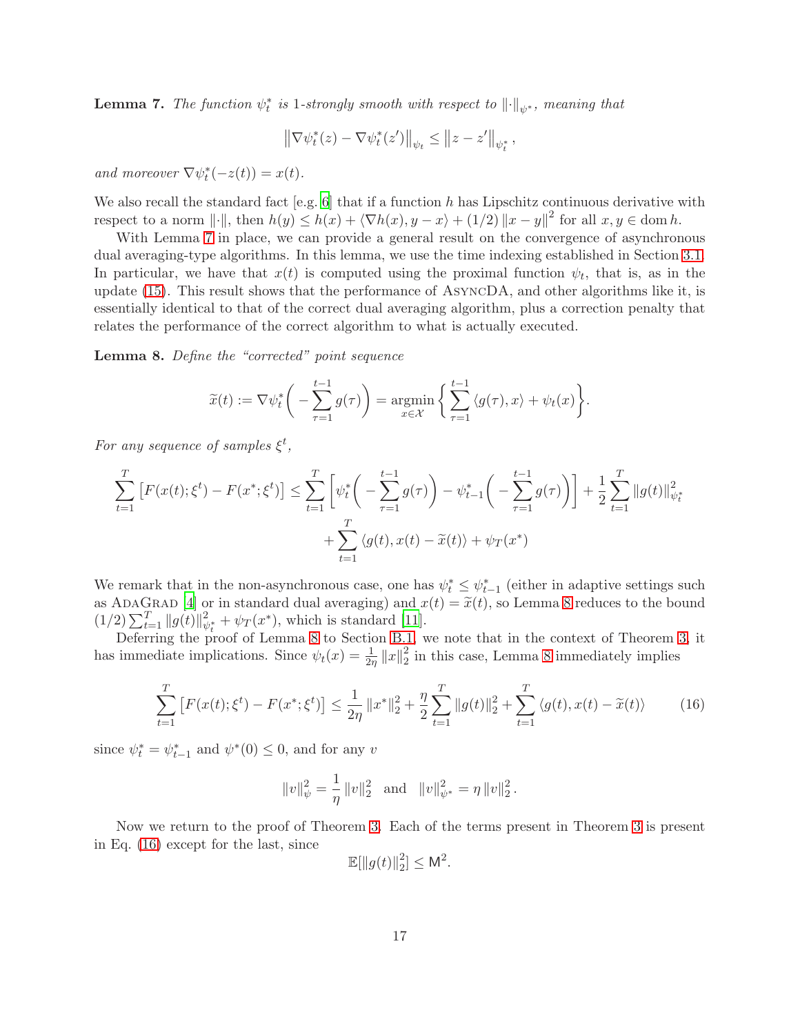**Lemma 7.** *The function $\psi_t^*$ is 1-strongly smooth with respect to $\|\cdot\|_{\psi^*}$, meaning that*

$$\left\|\nabla \psi_t^*(z) - \nabla \psi_t^*(z')\right\|_{\psi_t} \le \left\|z - z'\right\|_{\psi_t^*},$$

*and moreover $\nabla \psi_t^*(-z(t)) = x(t)$.*

We also recall the standard fact [e.g. 6] that if a function $h$ has Lipschitz continuous derivative with respect to a norm $\|\cdot\|$, then $h(y) \le h(x) + \langle \nabla h(x), y - x\rangle + (1/2)\|x - y\|^2$ for all $x, y \in \operatorname{dom} h$.

With Lemma 7 in place, we can provide a general result on the convergence of asynchronous dual averaging-type algorithms. In this lemma, we use the time indexing established in Section 3.1. In particular, we have that $x(t)$ is computed using the proximal function $\psi_t$, that is, as in the update (15). This result shows that the performance of AsyncDA, and other algorithms like it, is essentially identical to that of the correct dual averaging algorithm, plus a correction penalty that relates the performance of the correct algorithm to what is actually executed.

**Lemma 8.** *Define the "corrected" point sequence*

$$\widetilde{x}(t) := \nabla \psi_t^*\bigg(-\sum_{\tau=1}^{t-1} g(\tau)\bigg) = \operatorname*{argmin}_{x \in \mathcal{X}} \bigg\{\sum_{\tau=1}^{t-1} \langle g(\tau), x\rangle + \psi_t(x)\bigg\}.$$

*For any sequence of samples $\xi^t$,*

$$\sum_{t=1}^T \left[F(x(t);\xi^t) - F(x^*;\xi^t)\right] \le \sum_{t=1}^T \bigg[\psi_t^*\bigg(-\sum_{\tau=1}^{t-1} g(\tau)\bigg) - \psi_{t-1}^*\bigg(-\sum_{\tau=1}^{t-1} g(\tau)\bigg)\bigg] + \frac{1}{2}\sum_{t=1}^T \|g(t)\|_{\psi_t^*}^2 + \sum_{t=1}^T \langle g(t), x(t) - \widetilde{x}(t)\rangle + \psi_T(x^*)$$

We remark that in the non-asynchronous case, one has $\psi_t^* \le \psi_{t-1}^*$ (either in adaptive settings such as AdaGrad [4] or in standard dual averaging) and $x(t) = \widetilde{x}(t)$, so Lemma 8 reduces to the bound $(1/2)\sum_{t=1}^T \|g(t)\|_{\psi_t^*}^2 + \psi_T(x^*)$, which is standard [11].

Deferring the proof of Lemma 8 to Section B.1, we note that in the context of Theorem 3, it has immediate implications. Since $\psi_t(x) = \frac{1}{2\eta}\|x\|_2^2$ in this case, Lemma 8 immediately implies

$$\sum_{t=1}^T \left[F(x(t);\xi^t) - F(x^*;\xi^t)\right] \le \frac{1}{2\eta}\|x^*\|_2^2 + \frac{\eta}{2}\sum_{t=1}^T \|g(t)\|_2^2 + \sum_{t=1}^T \langle g(t), x(t) - \widetilde{x}(t)\rangle \tag{16}$$

since $\psi_t^* = \psi_{t-1}^*$ and $\psi^*(0) \le 0$, and for any $v$

$$\|v\|_\psi^2 = \frac{1}{\eta}\|v\|_2^2 \quad \text{and} \quad \|v\|_{\psi^*}^2 = \eta\|v\|_2^2.$$

Now we return to the proof of Theorem 3. Each of the terms present in Theorem 3 is present in Eq. (16) except for the last, since

$$\mathbb{E}[\|g(t)\|_2^2] \le \mathsf{M}^2.$$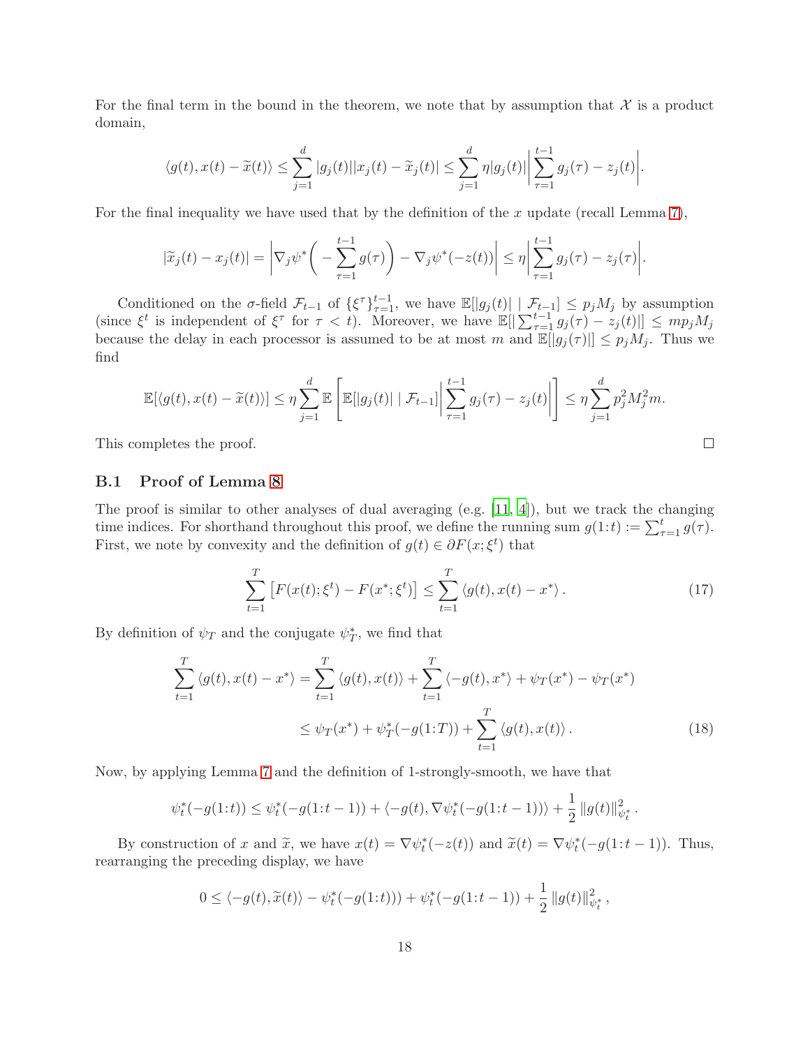For the final term in the bound in the theorem, we note that by assumption that $\mathcal{X}$ is a product domain,

$$\langle g(t), x(t) - \widetilde{x}(t)\rangle \le \sum_{j=1}^{d} |g_j(t)||x_j(t) - \widetilde{x}_j(t)| \le \sum_{j=1}^{d} \eta |g_j(t)| \bigg| \sum_{\tau=1}^{t-1} g_j(\tau) - z_j(t) \bigg|.$$

For the final inequality we have used that by the definition of the $x$ update (recall Lemma 7),

$$|\widetilde{x}_j(t) - x_j(t)| = \bigg| \nabla_j \psi^*\bigg( - \sum_{\tau=1}^{t-1} g(\tau)\bigg) - \nabla_j \psi^*(-z(t)) \bigg| \le \eta \bigg| \sum_{\tau=1}^{t-1} g_j(\tau) - z_j(\tau) \bigg|.$$

Conditioned on the $\sigma$-field $\mathcal{F}_{t-1}$ of $\{\xi^\tau\}_{\tau=1}^{t-1}$, we have $\mathbb{E}[|g_j(t)| \mid \mathcal{F}_{t-1}] \le p_j M_j$ by assumption (since $\xi^t$ is independent of $\xi^\tau$ for $\tau < t$). Moreover, we have $\mathbb{E}[| \sum_{\tau=1}^{t-1} g_j(\tau) - z_j(t)|] \le m p_j M_j$ because the delay in each processor is assumed to be at most $m$ and $\mathbb{E}[|g_j(\tau)|] \le p_j M_j$. Thus we find

$$\mathbb{E}[\langle g(t), x(t) - \widetilde{x}(t)\rangle] \le \eta \sum_{j=1}^{d} \mathbb{E}\left[ \mathbb{E}[|g_j(t)| \mid \mathcal{F}_{t-1}] \bigg| \sum_{\tau=1}^{t-1} g_j(\tau) - z_j(t) \bigg| \right] \le \eta \sum_{j=1}^{d} p_j^2 M_j^2 m.$$

This completes the proof. ∎

### B.1 Proof of Lemma 8

The proof is similar to other analyses of dual averaging (e.g. [11, 4]), but we track the changing time indices. For shorthand throughout this proof, we define the running sum $g(1{:}t) := \sum_{\tau=1}^{t} g(\tau)$. First, we note by convexity and the definition of $g(t) \in \partial F(x; \xi^t)$ that

$$\sum_{t=1}^{T} \left[ F(x(t); \xi^t) - F(x^*; \xi^t) \right] \le \sum_{t=1}^{T} \langle g(t), x(t) - x^* \rangle. \tag{17}$$

By definition of $\psi_T$ and the conjugate $\psi_T^*$, we find that

$$\begin{aligned}
\sum_{t=1}^{T} \langle g(t), x(t) - x^* \rangle &= \sum_{t=1}^{T} \langle g(t), x(t) \rangle + \sum_{t=1}^{T} \langle -g(t), x^* \rangle + \psi_T(x^*) - \psi_T(x^*) \\
&\le \psi_T(x^*) + \psi_T^*(-g(1{:}T)) + \sum_{t=1}^{T} \langle g(t), x(t) \rangle. 
\end{aligned} \tag{18}$$

Now, by applying Lemma 7 and the definition of 1-strongly-smooth, we have that

$$\psi_t^*(-g(1{:}t)) \le \psi_t^*(-g(1{:}t-1)) + \langle -g(t), \nabla \psi_t^*(-g(1{:}t-1)) \rangle + \frac{1}{2} \|g(t)\|_{\psi_t^*}^2.$$

By construction of $x$ and $\widetilde{x}$, we have $x(t) = \nabla \psi_t^*(-z(t))$ and $\widetilde{x}(t) = \nabla \psi_t^*(-g(1{:}t-1))$. Thus, rearranging the preceding display, we have

$$0 \le \langle -g(t), \widetilde{x}(t) \rangle - \psi_t^*(-g(1{:}t))) + \psi_t^*(-g(1{:}t-1)) + \frac{1}{2} \|g(t)\|_{\psi_t^*}^2,$$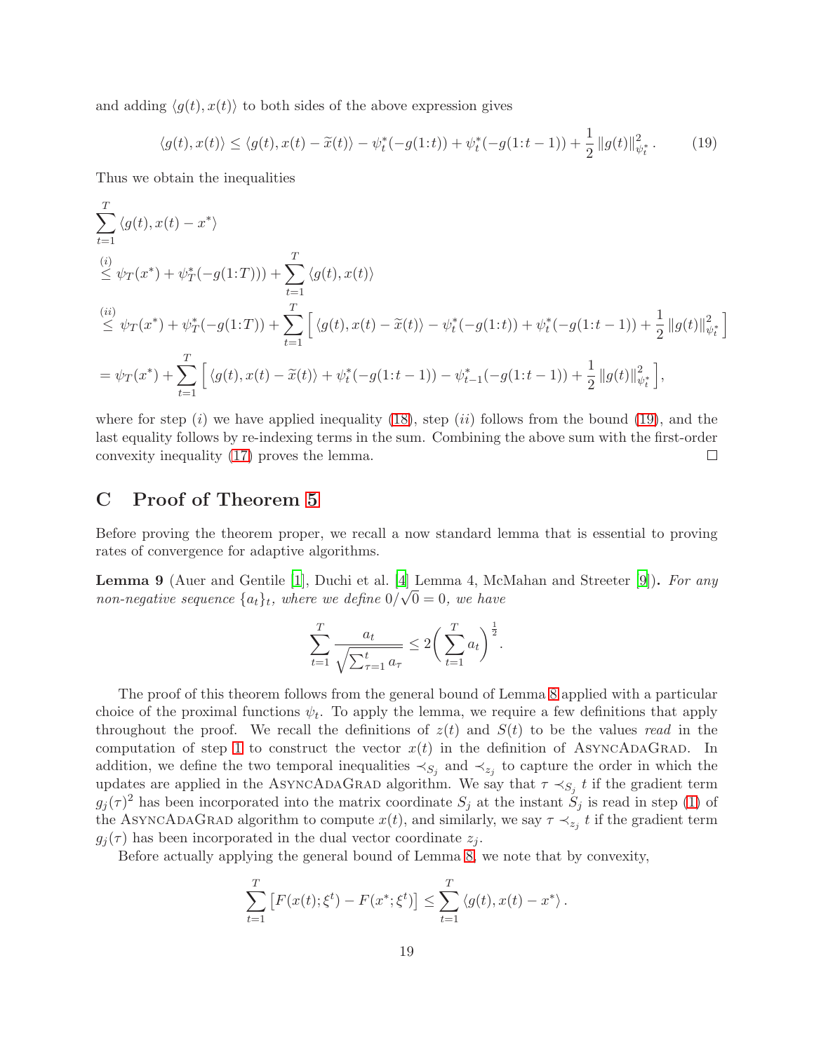and adding $\langle g(t), x(t) \rangle$ to both sides of the above expression gives

$$\langle g(t), x(t) \rangle \le \langle g(t), x(t) - \widetilde{x}(t) \rangle - \psi_t^*(-g(1{:}t)) + \psi_t^*(-g(1{:}t-1)) + \frac{1}{2} \|g(t)\|_{\psi_t^*}^2 . \tag{19}$$

Thus we obtain the inequalities

$$\begin{aligned}
&\sum_{t=1}^T \langle g(t), x(t) - x^* \rangle \\
&\overset{(i)}{\le} \psi_T(x^*) + \psi_T^*(-g(1{:}T))) + \sum_{t=1}^T \langle g(t), x(t) \rangle \\
&\overset{(ii)}{\le} \psi_T(x^*) + \psi_T^*(-g(1{:}T)) + \sum_{t=1}^T \Big[ \langle g(t), x(t) - \widetilde{x}(t) \rangle - \psi_t^*(-g(1{:}t)) + \psi_t^*(-g(1{:}t-1)) + \frac{1}{2} \|g(t)\|_{\psi_t^*}^2 \Big] \\
&= \psi_T(x^*) + \sum_{t=1}^T \Big[ \langle g(t), x(t) - \widetilde{x}(t) \rangle + \psi_t^*(-g(1{:}t-1)) - \psi_{t-1}^*(-g(1{:}t-1)) + \frac{1}{2} \|g(t)\|_{\psi_t^*}^2 \Big],
\end{aligned}$$

where for step $(i)$ we have applied inequality (18), step $(ii)$ follows from the bound (19), and the last equality follows by re-indexing terms in the sum. Combining the above sum with the first-order convexity inequality (17) proves the lemma. □

# C Proof of Theorem 5

Before proving the theorem proper, we recall a now standard lemma that is essential to proving rates of convergence for adaptive algorithms.

**Lemma 9** (Auer and Gentile [1], Duchi et al. [4] Lemma 4, McMahan and Streeter [9])**.** *For any non-negative sequence $\{a_t\}_t$, where we define $0/\sqrt{0} = 0$, we have*

$$\sum_{t=1}^T \frac{a_t}{\sqrt{\sum_{\tau=1}^t a_\tau}} \le 2 \Big( \sum_{t=1}^T a_t \Big)^{\frac{1}{2}}.$$

The proof of this theorem follows from the general bound of Lemma 8 applied with a particular choice of the proximal functions $\psi_t$. To apply the lemma, we require a few definitions that apply throughout the proof. We recall the definitions of $z(t)$ and $S(t)$ to be the values *read* in the computation of step 1 to construct the vector $x(t)$ in the definition of AsyncAdaGrad. In addition, we define the two temporal inequalities $\prec_{S_j}$ and $\prec_{z_j}$ to capture the order in which the updates are applied in the AsyncAdaGrad algorithm. We say that $\tau \prec_{S_j} t$ if the gradient term $g_j(\tau)^2$ has been incorporated into the matrix coordinate $S_j$ at the instant $S_j$ is read in step (1) of the AsyncAdaGrad algorithm to compute $x(t)$, and similarly, we say $\tau \prec_{z_j} t$ if the gradient term $g_j(\tau)$ has been incorporated in the dual vector coordinate $z_j$.

Before actually applying the general bound of Lemma 8, we note that by convexity,

$$\sum_{t=1}^T \big[ F(x(t); \xi^t) - F(x^*; \xi^t) \big] \le \sum_{t=1}^T \langle g(t), x(t) - x^* \rangle .$$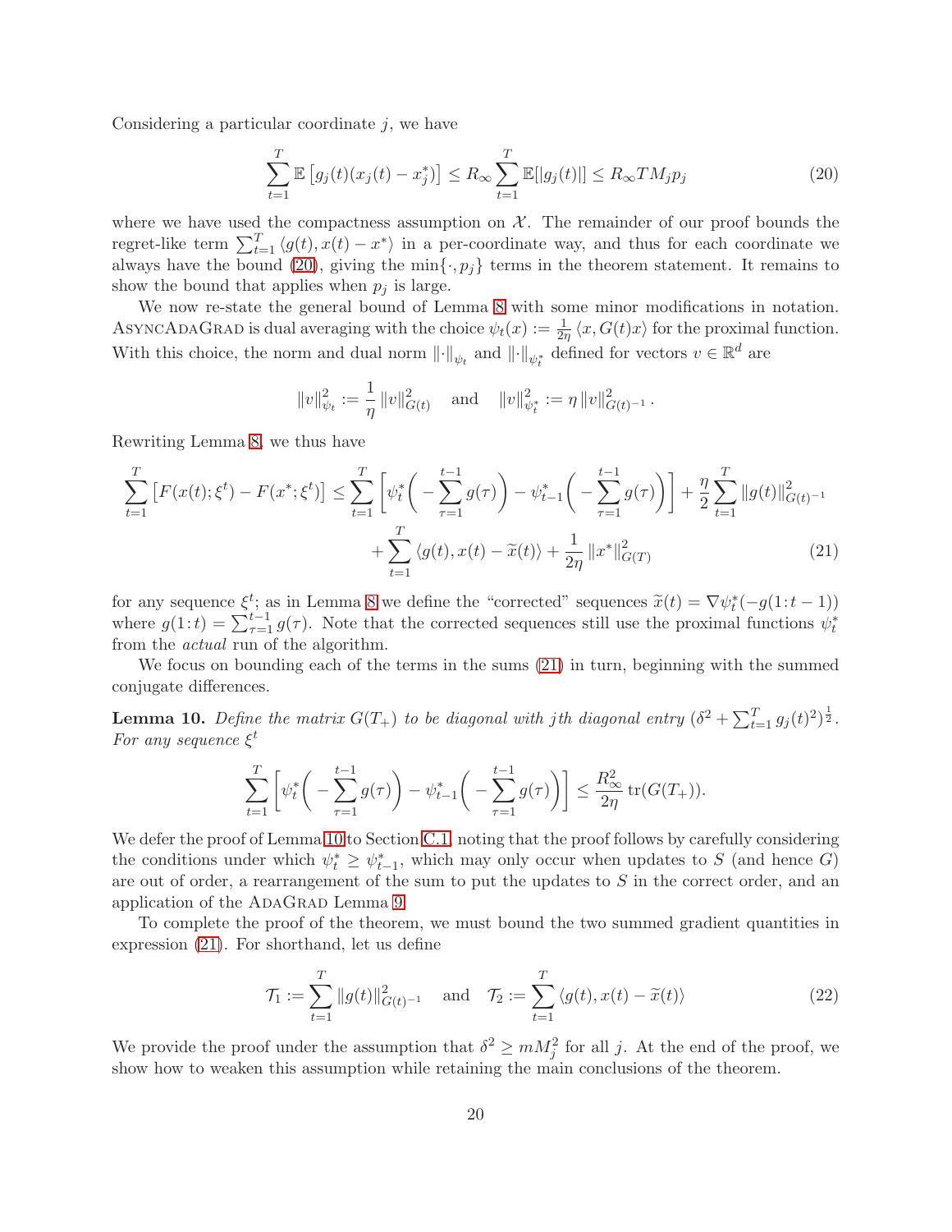Considering a particular coordinate $j$, we have

$$\sum_{t=1}^{T} \mathbb{E}\left[g_j(t)(x_j(t) - x_j^*)\right] \le R_\infty \sum_{t=1}^{T} \mathbb{E}[|g_j(t)|] \le R_\infty T M_j p_j \tag{20}$$

where we have used the compactness assumption on $\mathcal{X}$. The remainder of our proof bounds the regret-like term $\sum_{t=1}^{T} \langle g(t), x(t) - x^* \rangle$ in a per-coordinate way, and thus for each coordinate we always have the bound (20), giving the $\min\{\cdot, p_j\}$ terms in the theorem statement. It remains to show the bound that applies when $p_j$ is large.

We now re-state the general bound of Lemma 8 with some minor modifications in notation. AsyncAdaGrad is dual averaging with the choice $\psi_t(x) := \frac{1}{2\eta} \langle x, G(t)x \rangle$ for the proximal function. With this choice, the norm and dual norm $\|\cdot\|_{\psi_t}$ and $\|\cdot\|_{\psi_t^*}$ defined for vectors $v \in \mathbb{R}^d$ are

$$\|v\|_{\psi_t}^2 := \frac{1}{\eta} \|v\|_{G(t)}^2 \quad \text{and} \quad \|v\|_{\psi_t^*}^2 := \eta \|v\|_{G(t)^{-1}}^2.$$

Rewriting Lemma 8, we thus have

$$\begin{aligned}\sum_{t=1}^{T} \left[F(x(t);\xi^t) - F(x^*;\xi^t)\right] \le \sum_{t=1}^{T} \left[\psi_t^*\Big(-\sum_{\tau=1}^{t-1} g(\tau)\Big) - \psi_{t-1}^*\Big(-\sum_{\tau=1}^{t-1} g(\tau)\Big)\right] + \frac{\eta}{2} \sum_{t=1}^{T} \|g(t)\|_{G(t)^{-1}}^2 \\ + \sum_{t=1}^{T} \langle g(t), x(t) - \widetilde{x}(t) \rangle + \frac{1}{2\eta} \|x^*\|_{G(T)}^2 \end{aligned} \tag{21}$$

for any sequence $\xi^t$; as in Lemma 8 we define the "corrected" sequences $\widetilde{x}(t) = \nabla \psi_t^*(-g(1\!:\!t-1))$ where $g(1\!:\!t) = \sum_{\tau=1}^{t-1} g(\tau)$. Note that the corrected sequences still use the proximal functions $\psi_t^*$ from the *actual* run of the algorithm.

We focus on bounding each of the terms in the sums (21) in turn, beginning with the summed conjugate differences.

**Lemma 10.** *Define the matrix $G(T_+)$ to be diagonal with $j$th diagonal entry $(\delta^2 + \sum_{t=1}^{T} g_j(t)^2)^{\frac{1}{2}}$. For any sequence $\xi^t$*

$$\sum_{t=1}^{T} \left[\psi_t^*\Big(-\sum_{\tau=1}^{t-1} g(\tau)\Big) - \psi_{t-1}^*\Big(-\sum_{\tau=1}^{t-1} g(\tau)\Big)\right] \le \frac{R_\infty^2}{2\eta} \operatorname{tr}(G(T_+)).$$

We defer the proof of Lemma 10 to Section C.1, noting that the proof follows by carefully considering the conditions under which $\psi_t^* \ge \psi_{t-1}^*$, which may only occur when updates to $S$ (and hence $G$) are out of order, a rearrangement of the sum to put the updates to $S$ in the correct order, and an application of the AdaGrad Lemma 9.

To complete the proof of the theorem, we must bound the two summed gradient quantities in expression (21). For shorthand, let us define

$$\mathcal{T}_1 := \sum_{t=1}^{T} \|g(t)\|_{G(t)^{-1}}^2 \quad \text{and} \quad \mathcal{T}_2 := \sum_{t=1}^{T} \langle g(t), x(t) - \widetilde{x}(t) \rangle \tag{22}$$

We provide the proof under the assumption that $\delta^2 \ge m M_j^2$ for all $j$. At the end of the proof, we show how to weaken this assumption while retaining the main conclusions of the theorem.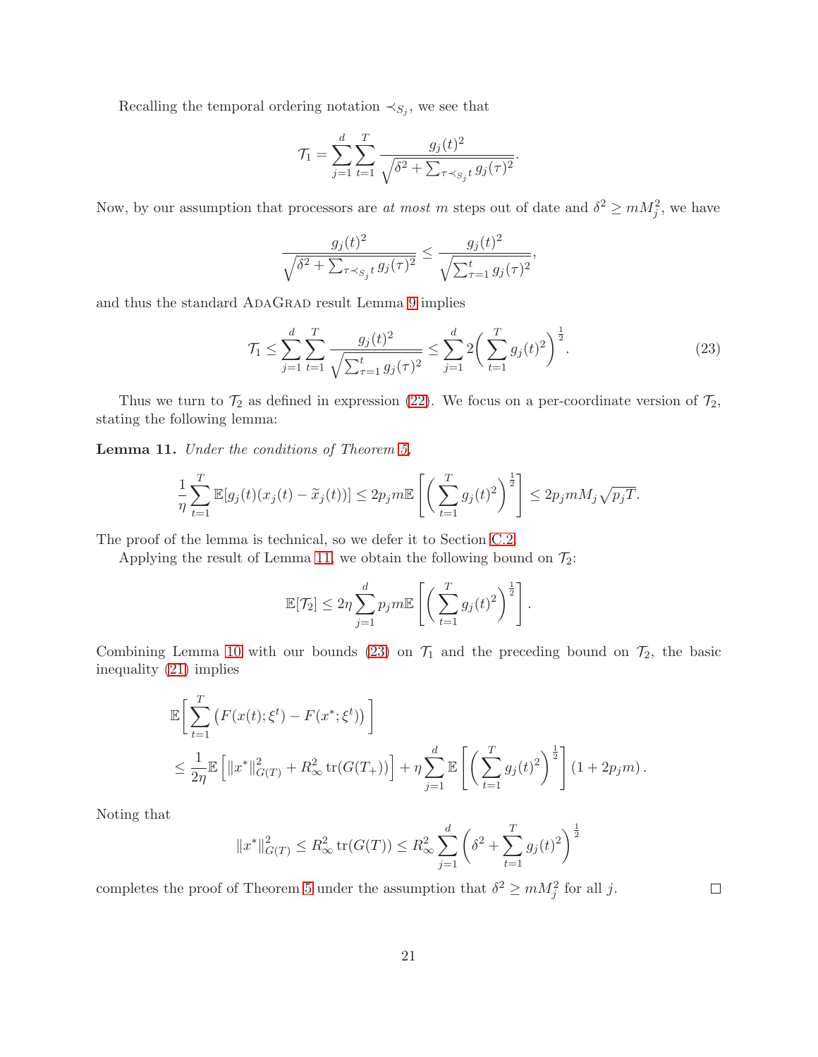Recalling the temporal ordering notation $\prec_{S_j}$, we see that

$$\mathcal{T}_1 = \sum_{j=1}^{d} \sum_{t=1}^{T} \frac{g_j(t)^2}{\sqrt{\delta^2 + \sum_{\tau \prec_{S_j} t} g_j(\tau)^2}}.$$

Now, by our assumption that processors are *at most* $m$ steps out of date and $\delta^2 \geq m M_j^2$, we have

$$\frac{g_j(t)^2}{\sqrt{\delta^2 + \sum_{\tau \prec_{S_j} t} g_j(\tau)^2}} \leq \frac{g_j(t)^2}{\sqrt{\sum_{\tau=1}^{t} g_j(\tau)^2}},$$

and thus the standard AdaGrad result Lemma 9 implies

$$\mathcal{T}_1 \leq \sum_{j=1}^{d} \sum_{t=1}^{T} \frac{g_j(t)^2}{\sqrt{\sum_{\tau=1}^{t} g_j(\tau)^2}} \leq \sum_{j=1}^{d} 2\bigg(\sum_{t=1}^{T} g_j(t)^2\bigg)^{\frac{1}{2}}. \tag{23}$$

Thus we turn to $\mathcal{T}_2$ as defined in expression (22). We focus on a per-coordinate version of $\mathcal{T}_2$, stating the following lemma:

**Lemma 11.** *Under the conditions of Theorem 5,*

$$\frac{1}{\eta} \sum_{t=1}^{T} \mathbb{E}[g_j(t)(x_j(t) - \widetilde{x}_j(t))] \leq 2 p_j m \mathbb{E}\left[\bigg(\sum_{t=1}^{T} g_j(t)^2\bigg)^{\frac{1}{2}}\right] \leq 2 p_j m M_j \sqrt{p_j T}.$$

The proof of the lemma is technical, so we defer it to Section C.2.

Applying the result of Lemma 11, we obtain the following bound on $\mathcal{T}_2$:

$$\mathbb{E}[\mathcal{T}_2] \leq 2\eta \sum_{j=1}^{d} p_j m \mathbb{E}\left[\bigg(\sum_{t=1}^{T} g_j(t)^2\bigg)^{\frac{1}{2}}\right].$$

Combining Lemma 10 with our bounds (23) on $\mathcal{T}_1$ and the preceding bound on $\mathcal{T}_2$, the basic inequality (21) implies

$$\begin{aligned}
&\mathbb{E}\bigg[\sum_{t=1}^{T} \big(F(x(t); \xi^t) - F(x^*; \xi^t)\big)\bigg] \\
&\leq \frac{1}{2\eta} \mathbb{E}\left[\|x^*\|_{G(T)}^2 + R_\infty^2 \operatorname{tr}(G(T_+))\right] + \eta \sum_{j=1}^{d} \mathbb{E}\left[\bigg(\sum_{t=1}^{T} g_j(t)^2\bigg)^{\frac{1}{2}}\right] (1 + 2 p_j m).
\end{aligned}$$

Noting that

$$\|x^*\|_{G(T)}^2 \leq R_\infty^2 \operatorname{tr}(G(T)) \leq R_\infty^2 \sum_{j=1}^{d} \bigg(\delta^2 + \sum_{t=1}^{T} g_j(t)^2\bigg)^{\frac{1}{2}}$$

completes the proof of Theorem 5 under the assumption that $\delta^2 \geq m M_j^2$ for all $j$. □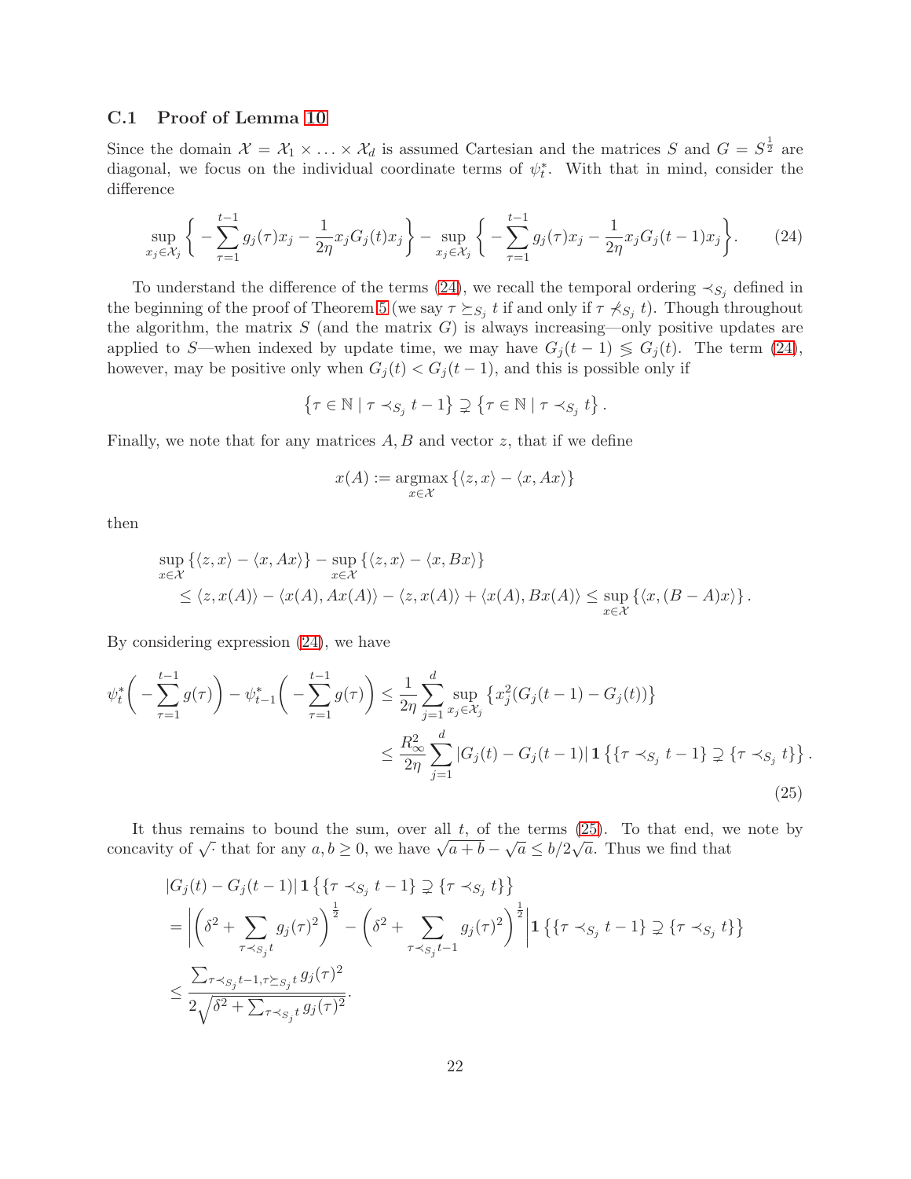### C.1 Proof of Lemma 10

Since the domain $\mathcal{X} = \mathcal{X}_1 \times \ldots \times \mathcal{X}_d$ is assumed Cartesian and the matrices $S$ and $G = S^{\frac{1}{2}}$ are diagonal, we focus on the individual coordinate terms of $\psi_t^*$. With that in mind, consider the difference

$$\sup_{x_j \in \mathcal{X}_j} \bigg\{ -\sum_{\tau=1}^{t-1} g_j(\tau) x_j - \frac{1}{2\eta} x_j G_j(t) x_j \bigg\} - \sup_{x_j \in \mathcal{X}_j} \bigg\{ -\sum_{\tau=1}^{t-1} g_j(\tau) x_j - \frac{1}{2\eta} x_j G_j(t-1) x_j \bigg\}. \tag{24}$$

To understand the difference of the terms (24), we recall the temporal ordering $\prec_{S_j}$ defined in the beginning of the proof of Theorem 5 (we say $\tau \succeq_{S_j} t$ if and only if $\tau \not\prec_{S_j} t$). Though throughout the algorithm, the matrix $S$ (and the matrix $G$) is always increasing—only positive updates are applied to $S$—when indexed by update time, we may have $G_j(t-1) \lessgtr G_j(t)$. The term (24), however, may be positive only when $G_j(t) < G_j(t-1)$, and this is possible only if

$$\left\{ \tau \in \mathbb{N} \mid \tau \prec_{S_j} t-1 \right\} \supsetneq \left\{ \tau \in \mathbb{N} \mid \tau \prec_{S_j} t \right\}.$$

Finally, we note that for any matrices $A, B$ and vector $z$, that if we define

$$x(A) := \operatorname*{argmax}_{x \in \mathcal{X}} \left\{ \langle z, x \rangle - \langle x, Ax \rangle \right\}$$

then

$$\begin{aligned}
&\sup_{x \in \mathcal{X}} \left\{ \langle z, x \rangle - \langle x, Ax \rangle \right\} - \sup_{x \in \mathcal{X}} \left\{ \langle z, x \rangle - \langle x, Bx \rangle \right\} \\
&\quad \le \langle z, x(A) \rangle - \langle x(A), Ax(A) \rangle - \langle z, x(A) \rangle + \langle x(A), Bx(A) \rangle \le \sup_{x \in \mathcal{X}} \left\{ \langle x, (B - A)x \rangle \right\}.
\end{aligned}$$

By considering expression (24), we have

$$\begin{aligned}
\psi_t^*\bigg( -\sum_{\tau=1}^{t-1} g(\tau) \bigg) - \psi_{t-1}^*\bigg( -\sum_{\tau=1}^{t-1} g(\tau) \bigg) &\le \frac{1}{2\eta} \sum_{j=1}^{d} \sup_{x_j \in \mathcal{X}_j} \left\{ x_j^2 (G_j(t-1) - G_j(t)) \right\} \\
&\le \frac{R_\infty^2}{2\eta} \sum_{j=1}^{d} |G_j(t) - G_j(t-1)| \, \mathbf{1}\left\{ \{\tau \prec_{S_j} t-1\} \supsetneq \{\tau \prec_{S_j} t\} \right\}.
\end{aligned} \tag{25}$$

It thus remains to bound the sum, over all $t$, of the terms (25). To that end, we note by concavity of $\sqrt{\cdot}$ that for any $a, b \ge 0$, we have $\sqrt{a+b} - \sqrt{a} \le b / 2\sqrt{a}$. Thus we find that

$$\begin{aligned}
&|G_j(t) - G_j(t-1)| \, \mathbf{1}\left\{ \{\tau \prec_{S_j} t-1\} \supsetneq \{\tau \prec_{S_j} t\} \right\} \\
&= \left| \bigg( \delta^2 + \sum_{\tau \prec_{S_j} t} g_j(\tau)^2 \bigg)^{\frac{1}{2}} - \bigg( \delta^2 + \sum_{\tau \prec_{S_j} t-1} g_j(\tau)^2 \bigg)^{\frac{1}{2}} \right| \mathbf{1}\left\{ \{\tau \prec_{S_j} t-1\} \supsetneq \{\tau \prec_{S_j} t\} \right\} \\
&\le \frac{\sum_{\tau \prec_{S_j} t-1, \tau \succeq_{S_j} t} g_j(\tau)^2}{2\sqrt{\delta^2 + \sum_{\tau \prec_{S_j} t} g_j(\tau)^2}}.
\end{aligned}$$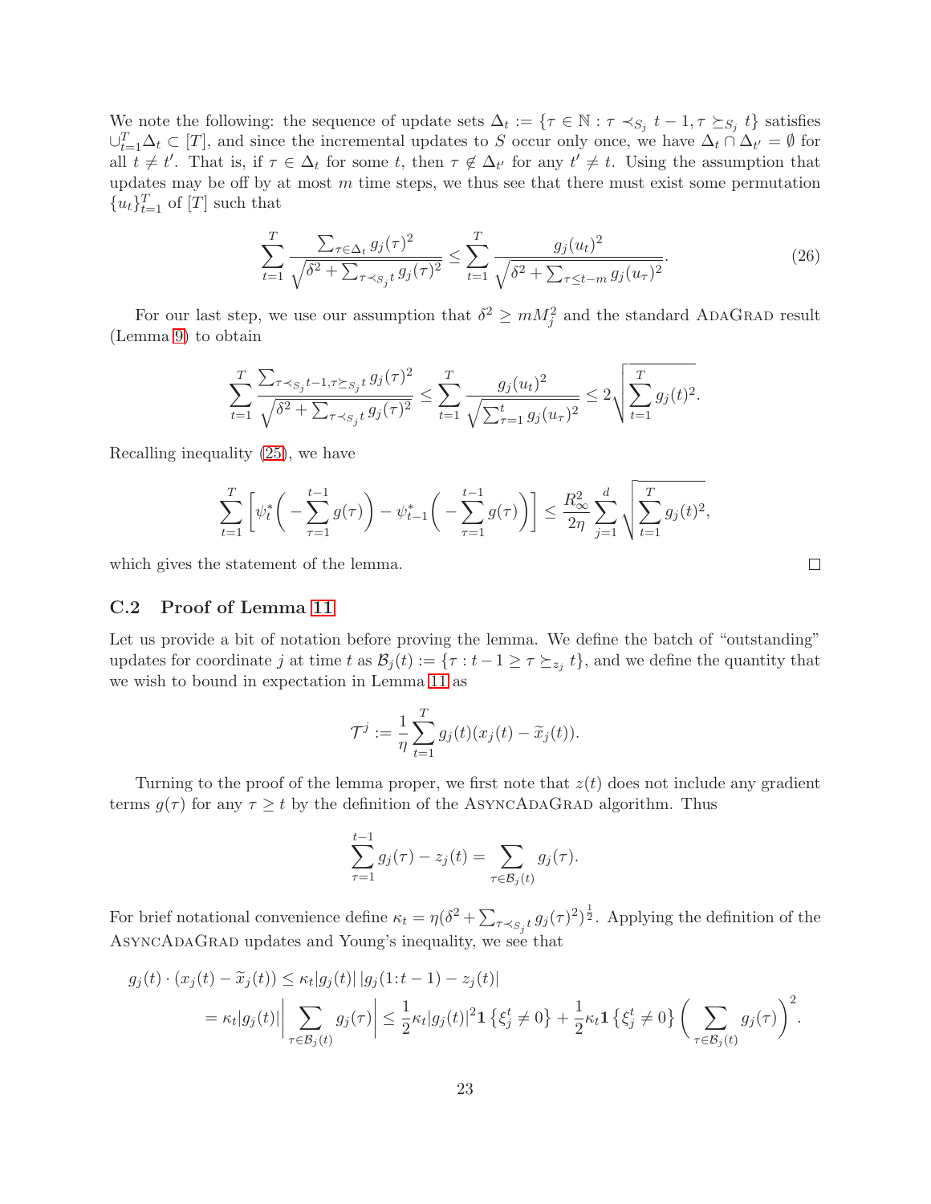We note the following: the sequence of update sets $\Delta_t := \{\tau \in \mathbb{N} : \tau \prec_{S_j} t-1, \tau \succeq_{S_j} t\}$ satisfies $\cup_{t=1}^T \Delta_t \subset [T]$, and since the incremental updates to $S$ occur only once, we have $\Delta_t \cap \Delta_{t'} = \emptyset$ for all $t \neq t'$. That is, if $\tau \in \Delta_t$ for some $t$, then $\tau \notin \Delta_{t'}$ for any $t' \neq t$. Using the assumption that updates may be off by at most $m$ time steps, we thus see that there must exist some permutation $\{u_t\}_{t=1}^T$ of $[T]$ such that

$$\sum_{t=1}^T \frac{\sum_{\tau \in \Delta_t} g_j(\tau)^2}{\sqrt{\delta^2 + \sum_{\tau \prec_{S_j} t} g_j(\tau)^2}} \le \sum_{t=1}^T \frac{g_j(u_t)^2}{\sqrt{\delta^2 + \sum_{\tau \le t-m} g_j(u_\tau)^2}}. \tag{26}$$

For our last step, we use our assumption that $\delta^2 \ge m M_j^2$ and the standard AdaGrad result (Lemma 9) to obtain

$$\sum_{t=1}^T \frac{\sum_{\tau \prec_{S_j} t-1, \tau \succeq_{S_j} t} g_j(\tau)^2}{\sqrt{\delta^2 + \sum_{\tau \prec_{S_j} t} g_j(\tau)^2}} \le \sum_{t=1}^T \frac{g_j(u_t)^2}{\sqrt{\sum_{\tau=1}^t g_j(u_\tau)^2}} \le 2\sqrt{\sum_{t=1}^T g_j(t)^2}.$$

Recalling inequality (25), we have

$$\sum_{t=1}^T \left[\psi_t^*\bigg(-\sum_{\tau=1}^{t-1} g(\tau)\bigg) - \psi_{t-1}^*\bigg(-\sum_{\tau=1}^{t-1} g(\tau)\bigg)\right] \le \frac{R_\infty^2}{2\eta} \sum_{j=1}^d \sqrt{\sum_{t=1}^T g_j(t)^2},$$

which gives the statement of the lemma. □

### C.2 Proof of Lemma 11

Let us provide a bit of notation before proving the lemma. We define the batch of "outstanding" updates for coordinate $j$ at time $t$ as $\mathcal{B}_j(t) := \{\tau : t-1 \ge \tau \succeq_{z_j} t\}$, and we define the quantity that we wish to bound in expectation in Lemma 11 as

$$\mathcal{T}^j := \frac{1}{\eta} \sum_{t=1}^T g_j(t)(x_j(t) - \widetilde{x}_j(t)).$$

Turning to the proof of the lemma proper, we first note that $z(t)$ does not include any gradient terms $g(\tau)$ for any $\tau \ge t$ by the definition of the AsyncAdaGrad algorithm. Thus

$$\sum_{\tau=1}^{t-1} g_j(\tau) - z_j(t) = \sum_{\tau \in \mathcal{B}_j(t)} g_j(\tau).$$

For brief notational convenience define $\kappa_t = \eta(\delta^2 + \sum_{\tau \prec_{S_j} t} g_j(\tau)^2)^{\frac{1}{2}}$. Applying the definition of the AsyncAdaGrad updates and Young's inequality, we see that

$$\begin{aligned}
g_j(t) \cdot (x_j(t) - \widetilde{x}_j(t)) &\le \kappa_t |g_j(t)|\, |g_j(1{:}t-1) - z_j(t)| \\
&= \kappa_t |g_j(t)| \bigg|\sum_{\tau \in \mathcal{B}_j(t)} g_j(\tau)\bigg| \le \frac{1}{2}\kappa_t |g_j(t)|^2 \mathbf{1}\left\{\xi_j^t \neq 0\right\} + \frac{1}{2}\kappa_t \mathbf{1}\left\{\xi_j^t \neq 0\right\} \bigg(\sum_{\tau \in \mathcal{B}_j(t)} g_j(\tau)\bigg)^2.
\end{aligned}$$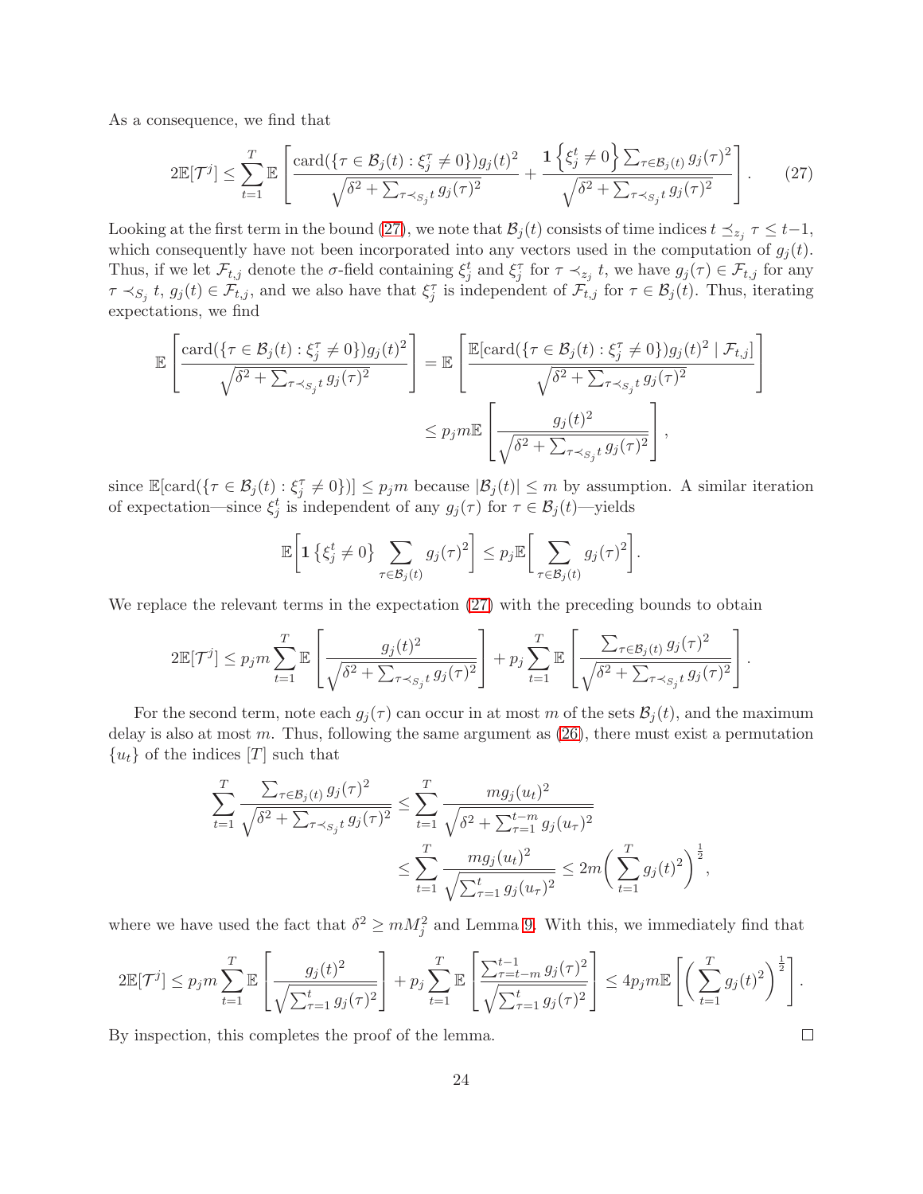As a consequence, we find that

$$2\mathbb{E}[\mathcal{T}^j] \leq \sum_{t=1}^{T} \mathbb{E}\left[\frac{\text{card}(\{\tau \in \mathcal{B}_j(t) : \xi_j^\tau \neq 0\}) g_j(t)^2}{\sqrt{\delta^2 + \sum_{\tau \prec_{S_j} t} g_j(\tau)^2}} + \frac{\mathbf{1}\left\{\xi_j^t \neq 0\right\} \sum_{\tau \in \mathcal{B}_j(t)} g_j(\tau)^2}{\sqrt{\delta^2 + \sum_{\tau \prec_{S_j} t} g_j(\tau)^2}}\right]. \tag{27}$$

Looking at the first term in the bound (27), we note that $\mathcal{B}_j(t)$ consists of time indices $t \preceq_{z_j} \tau \leq t-1$, which consequently have not been incorporated into any vectors used in the computation of $g_j(t)$. Thus, if we let $\mathcal{F}_{t,j}$ denote the $\sigma$-field containing $\xi_j^t$ and $\xi_j^\tau$ for $\tau \prec_{z_j} t$, we have $g_j(\tau) \in \mathcal{F}_{t,j}$ for any $\tau \prec_{S_j} t$, $g_j(t) \in \mathcal{F}_{t,j}$, and we also have that $\xi_j^\tau$ is independent of $\mathcal{F}_{t,j}$ for $\tau \in \mathcal{B}_j(t)$. Thus, iterating expectations, we find

$$\begin{aligned}
\mathbb{E}\left[\frac{\text{card}(\{\tau \in \mathcal{B}_j(t) : \xi_j^\tau \neq 0\}) g_j(t)^2}{\sqrt{\delta^2 + \sum_{\tau \prec_{S_j} t} g_j(\tau)^2}}\right] &= \mathbb{E}\left[\frac{\mathbb{E}[\text{card}(\{\tau \in \mathcal{B}_j(t) : \xi_j^\tau \neq 0\}) g_j(t)^2 \mid \mathcal{F}_{t,j}]}{\sqrt{\delta^2 + \sum_{\tau \prec_{S_j} t} g_j(\tau)^2}}\right] \\
&\leq p_j m \mathbb{E}\left[\frac{g_j(t)^2}{\sqrt{\delta^2 + \sum_{\tau \prec_{S_j} t} g_j(\tau)^2}}\right],
\end{aligned}$$

since $\mathbb{E}[\text{card}(\{\tau \in \mathcal{B}_j(t) : \xi_j^\tau \neq 0\})] \leq p_j m$ because $|\mathcal{B}_j(t)| \leq m$ by assumption. A similar iteration of expectation—since $\xi_j^t$ is independent of any $g_j(\tau)$ for $\tau \in \mathcal{B}_j(t)$—yields

$$\mathbb{E}\bigg[\mathbf{1}\left\{\xi_j^t \neq 0\right\} \sum_{\tau \in \mathcal{B}_j(t)} g_j(\tau)^2\bigg] \leq p_j \mathbb{E}\bigg[\sum_{\tau \in \mathcal{B}_j(t)} g_j(\tau)^2\bigg].$$

We replace the relevant terms in the expectation (27) with the preceding bounds to obtain

$$2\mathbb{E}[\mathcal{T}^j] \leq p_j m \sum_{t=1}^{T} \mathbb{E}\left[\frac{g_j(t)^2}{\sqrt{\delta^2 + \sum_{\tau \prec_{S_j} t} g_j(\tau)^2}}\right] + p_j \sum_{t=1}^{T} \mathbb{E}\left[\frac{\sum_{\tau \in \mathcal{B}_j(t)} g_j(\tau)^2}{\sqrt{\delta^2 + \sum_{\tau \prec_{S_j} t} g_j(\tau)^2}}\right].$$

For the second term, note each $g_j(\tau)$ can occur in at most $m$ of the sets $\mathcal{B}_j(t)$, and the maximum delay is also at most $m$. Thus, following the same argument as (26), there must exist a permutation $\{u_t\}$ of the indices $[T]$ such that

$$\begin{aligned}
\sum_{t=1}^{T} \frac{\sum_{\tau \in \mathcal{B}_j(t)} g_j(\tau)^2}{\sqrt{\delta^2 + \sum_{\tau \prec_{S_j} t} g_j(\tau)^2}} &\leq \sum_{t=1}^{T} \frac{m g_j(u_t)^2}{\sqrt{\delta^2 + \sum_{\tau=1}^{t-m} g_j(u_\tau)^2}} \\
&\leq \sum_{t=1}^{T} \frac{m g_j(u_t)^2}{\sqrt{\sum_{\tau=1}^{t} g_j(u_\tau)^2}} \leq 2m\bigg(\sum_{t=1}^{T} g_j(t)^2\bigg)^{\frac{1}{2}},
\end{aligned}$$

where we have used the fact that $\delta^2 \geq m M_j^2$ and Lemma 9. With this, we immediately find that

$$2\mathbb{E}[\mathcal{T}^j] \leq p_j m \sum_{t=1}^{T} \mathbb{E}\left[\frac{g_j(t)^2}{\sqrt{\sum_{\tau=1}^{t} g_j(\tau)^2}}\right] + p_j \sum_{t=1}^{T} \mathbb{E}\left[\frac{\sum_{\tau=t-m}^{t-1} g_j(\tau)^2}{\sqrt{\sum_{\tau=1}^{t} g_j(\tau)^2}}\right] \leq 4 p_j m \mathbb{E}\left[\bigg(\sum_{t=1}^{T} g_j(t)^2\bigg)^{\frac{1}{2}}\right].$$

By inspection, this completes the proof of the lemma. $\square$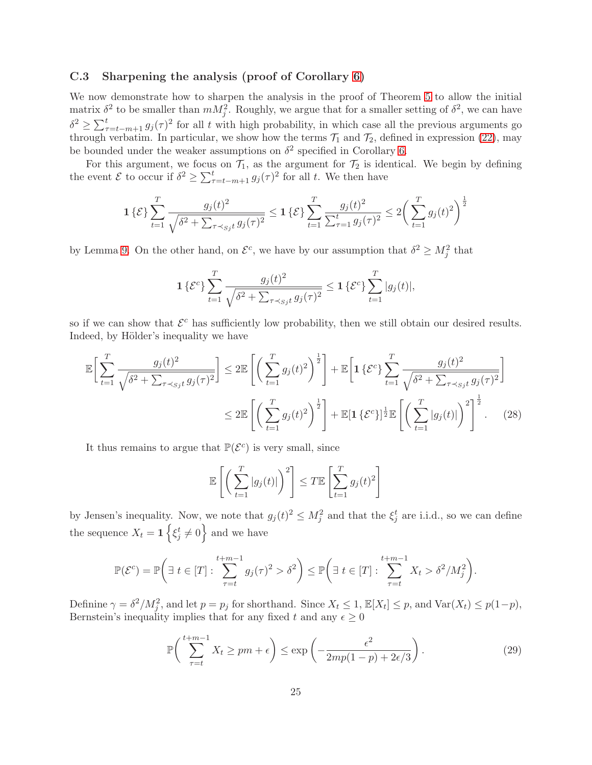### C.3 Sharpening the analysis (proof of Corollary 6)

We now demonstrate how to sharpen the analysis in the proof of Theorem 5 to allow the initial matrix $\delta^2$ to be smaller than $mM_j^2$. Roughly, we argue that for a smaller setting of $\delta^2$, we can have $\delta^2 \geq \sum_{\tau=t-m+1}^{t} g_j(\tau)^2$ for all $t$ with high probability, in which case all the previous arguments go through verbatim. In particular, we show how the terms $\mathcal{T}_1$ and $\mathcal{T}_2$, defined in expression (22), may be bounded under the weaker assumptions on $\delta^2$ specified in Corollary 6.

For this argument, we focus on $\mathcal{T}_1$, as the argument for $\mathcal{T}_2$ is identical. We begin by defining the event $\mathcal{E}$ to occur if $\delta^2 \geq \sum_{\tau=t-m+1}^{t} g_j(\tau)^2$ for all $t$. We then have

$$
\mathbf{1}\{\mathcal{E}\} \sum_{t=1}^{T} \frac{g_j(t)^2}{\sqrt{\delta^2 + \sum_{\tau \prec_{S_j} t} g_j(\tau)^2}} \leq \mathbf{1}\{\mathcal{E}\} \sum_{t=1}^{T} \frac{g_j(t)^2}{\sum_{\tau=1}^{t} g_j(\tau)^2} \leq 2\bigg(\sum_{t=1}^{T} g_j(t)^2\bigg)^{\frac{1}{2}}
$$

by Lemma 9. On the other hand, on $\mathcal{E}^c$, we have by our assumption that $\delta^2 \geq M_j^2$ that

$$
\mathbf{1}\{\mathcal{E}^c\} \sum_{t=1}^{T} \frac{g_j(t)^2}{\sqrt{\delta^2 + \sum_{\tau \prec_{S_j} t} g_j(\tau)^2}} \leq \mathbf{1}\{\mathcal{E}^c\} \sum_{t=1}^{T} |g_j(t)|,
$$

so if we can show that $\mathcal{E}^c$ has sufficiently low probability, then we still obtain our desired results. Indeed, by Hölder's inequality we have

$$
\begin{aligned}
\mathbb{E}\bigg[\sum_{t=1}^{T} \frac{g_j(t)^2}{\sqrt{\delta^2 + \sum_{\tau \prec_{S_j} t} g_j(\tau)^2}}\bigg] &\leq 2\mathbb{E}\left[\bigg(\sum_{t=1}^{T} g_j(t)^2\bigg)^{\frac{1}{2}}\right] + \mathbb{E}\bigg[\mathbf{1}\{\mathcal{E}^c\} \sum_{t=1}^{T} \frac{g_j(t)^2}{\sqrt{\delta^2 + \sum_{\tau \prec_{S_j} t} g_j(\tau)^2}}\bigg] \\
&\leq 2\mathbb{E}\left[\bigg(\sum_{t=1}^{T} g_j(t)^2\bigg)^{\frac{1}{2}}\right] + \mathbb{E}[\mathbf{1}\{\mathcal{E}^c\}]^{\frac{1}{2}} \mathbb{E}\left[\bigg(\sum_{t=1}^{T} |g_j(t)|\bigg)^2\right]^{\frac{1}{2}}. \qquad (28)
\end{aligned}
$$

It thus remains to argue that $\mathbb{P}(\mathcal{E}^c)$ is very small, since

$$
\mathbb{E}\left[\bigg(\sum_{t=1}^{T} |g_j(t)|\bigg)^2\right] \leq T\mathbb{E}\left[\sum_{t=1}^{T} g_j(t)^2\right]
$$

by Jensen's inequality. Now, we note that $g_j(t)^2 \leq M_j^2$ and that the $\xi_j^t$ are i.i.d., so we can define the sequence $X_t = \mathbf{1}\left\{\xi_j^t \neq 0\right\}$ and we have

$$
\mathbb{P}(\mathcal{E}^c) = \mathbb{P}\bigg(\exists\, t \in [T] : \sum_{\tau=t}^{t+m-1} g_j(\tau)^2 > \delta^2\bigg) \leq \mathbb{P}\bigg(\exists\, t \in [T] : \sum_{\tau=t}^{t+m-1} X_t > \delta^2/M_j^2\bigg).
$$

Definine $\gamma = \delta^2/M_j^2$, and let $p = p_j$ for shorthand. Since $X_t \leq 1$, $\mathbb{E}[X_t] \leq p$, and $\mathrm{Var}(X_t) \leq p(1-p)$, Bernstein's inequality implies that for any fixed $t$ and any $\epsilon \geq 0$

$$
\mathbb{P}\bigg(\sum_{\tau=t}^{t+m-1} X_t \geq pm + \epsilon\bigg) \leq \exp\left(-\frac{\epsilon^2}{2mp(1-p) + 2\epsilon/3}\right). \qquad (29)
$$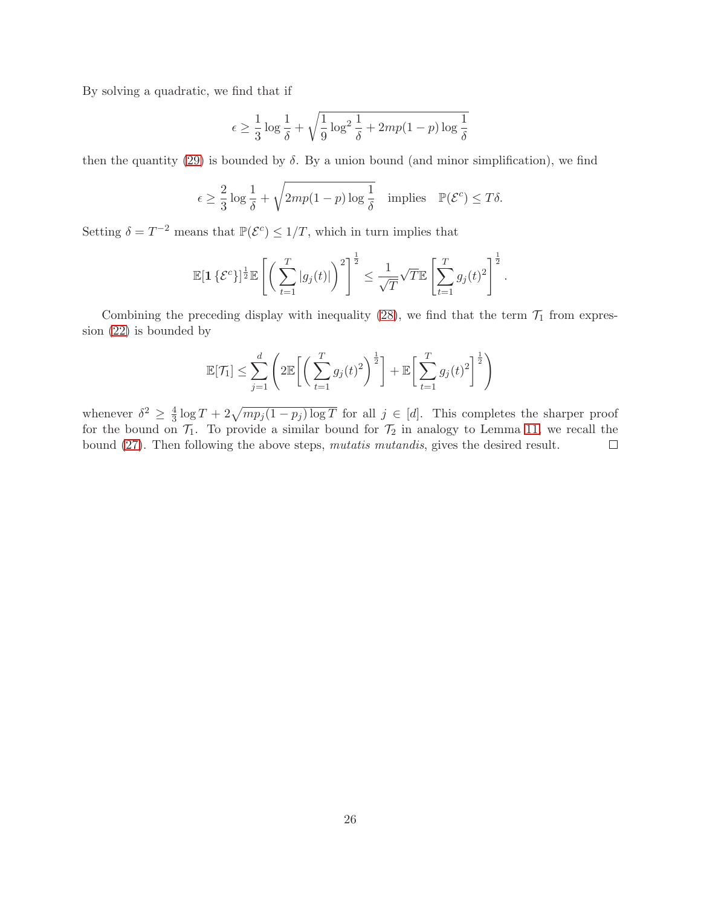By solving a quadratic, we find that if

$$\epsilon \geq \frac{1}{3}\log\frac{1}{\delta} + \sqrt{\frac{1}{9}\log^2\frac{1}{\delta} + 2mp(1-p)\log\frac{1}{\delta}}$$

then the quantity (29) is bounded by $\delta$. By a union bound (and minor simplification), we find

$$\epsilon \geq \frac{2}{3}\log\frac{1}{\delta} + \sqrt{2mp(1-p)\log\frac{1}{\delta}} \quad \text{implies} \quad \mathbb{P}(\mathcal{E}^c) \leq T\delta.$$

Setting $\delta = T^{-2}$ means that $\mathbb{P}(\mathcal{E}^c) \leq 1/T$, which in turn implies that

$$\mathbb{E}[\mathbf{1}\{\mathcal{E}^c\}]^{\frac{1}{2}}\mathbb{E}\left[\left(\sum_{t=1}^{T}|g_j(t)|\right)^2\right]^{\frac{1}{2}} \leq \frac{1}{\sqrt{T}}\sqrt{T}\mathbb{E}\left[\sum_{t=1}^{T}g_j(t)^2\right]^{\frac{1}{2}}.$$

Combining the preceding display with inequality (28), we find that the term $\mathcal{T}_1$ from expression (22) is bounded by

$$\mathbb{E}[\mathcal{T}_1] \leq \sum_{j=1}^{d}\left(2\mathbb{E}\left[\left(\sum_{t=1}^{T}g_j(t)^2\right)^{\frac{1}{2}}\right] + \mathbb{E}\left[\sum_{t=1}^{T}g_j(t)^2\right]^{\frac{1}{2}}\right)$$

whenever $\delta^2 \geq \frac{4}{3}\log T + 2\sqrt{mp_j(1-p_j)\log T}$ for all $j \in [d]$. This completes the sharper proof for the bound on $\mathcal{T}_1$. To provide a similar bound for $\mathcal{T}_2$ in analogy to Lemma 11, we recall the bound (27). Then following the above steps, *mutatis mutandis*, gives the desired result. □